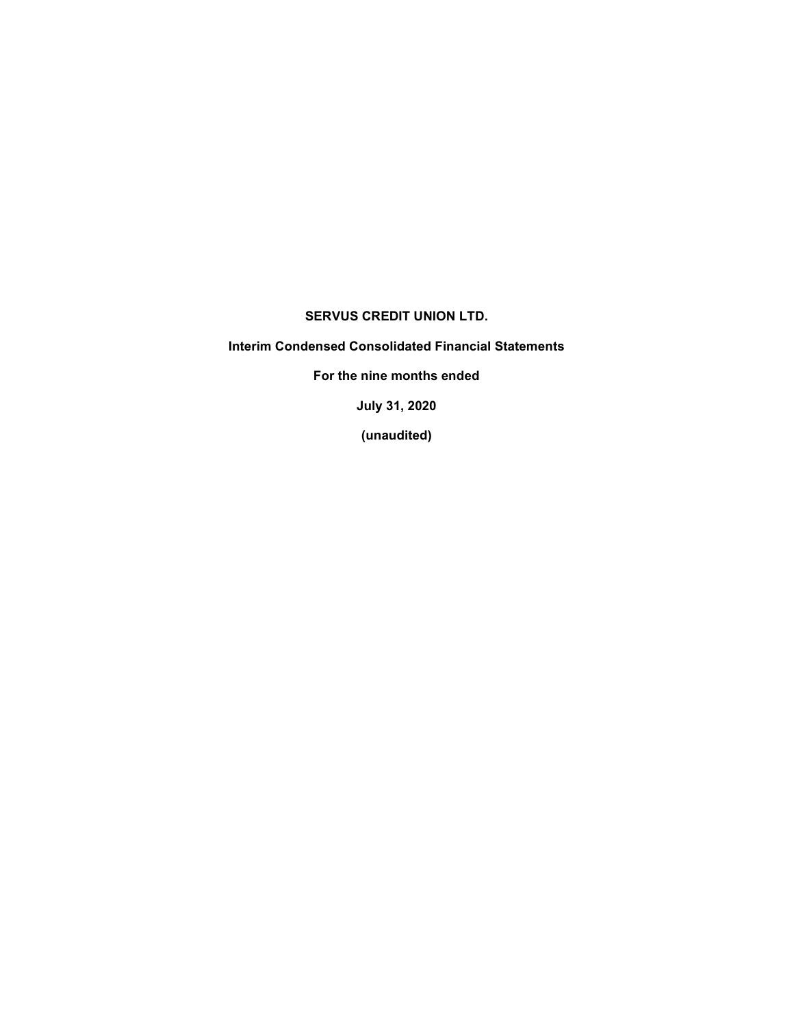# SERVUS CREDIT UNION LTD.

## Interim Condensed Consolidated Financial Statements

**For the nine months ended**

**July 31, 2020**

**(unaudited)**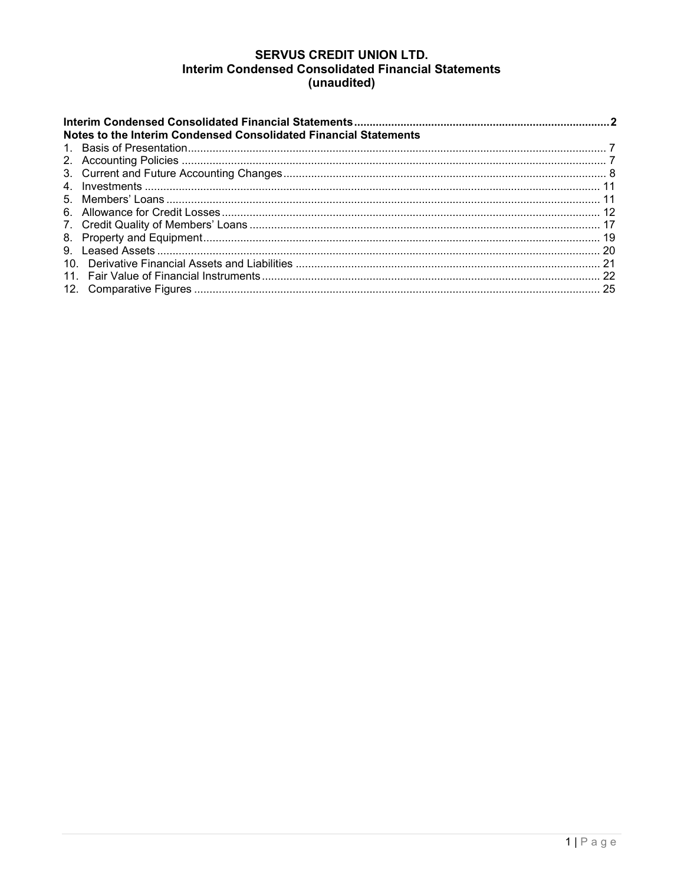# SERVUS CREDIT UNION LTD.
## Interim Condensed Consolidated Financial Statements
### (unaudited)

| | |
|---|---|
| **Interim Condensed Consolidated Financial Statements** | **2** |
| **Notes to the Interim Condensed Consolidated Financial Statements** | |
| 1. Basis of Presentation | 7 |
| 2. Accounting Policies | 7 |
| 3. Current and Future Accounting Changes | 8 |
| 4. Investments | 11 |
| 5. Members' Loans | 11 |
| 6. Allowance for Credit Losses | 12 |
| 7. Credit Quality of Members' Loans | 17 |
| 8. Property and Equipment | 19 |
| 9. Leased Assets | 20 |
| 10. Derivative Financial Assets and Liabilities | 21 |
| 11. Fair Value of Financial Instruments | 22 |
| 12. Comparative Figures | 25 |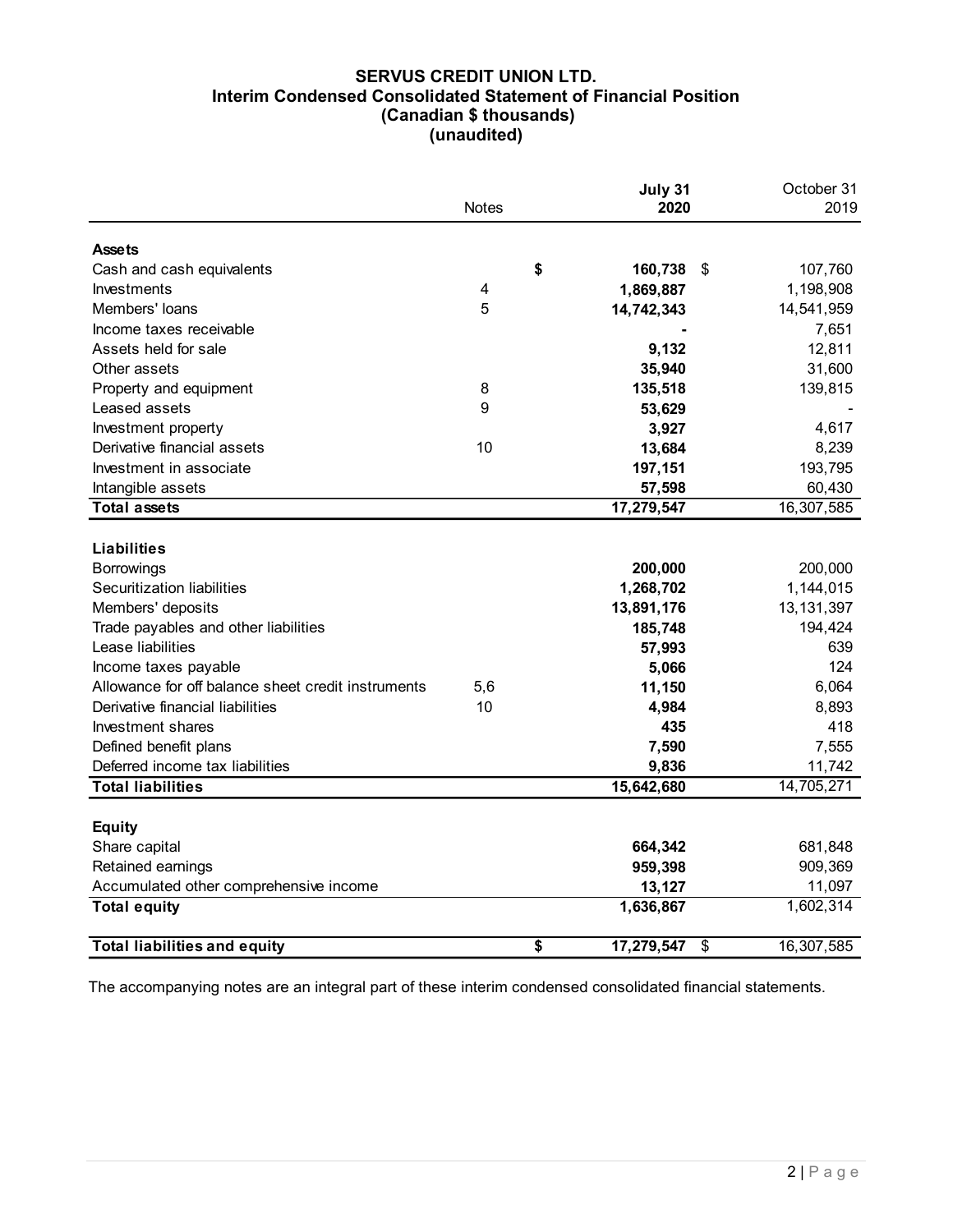# SERVUS CREDIT UNION LTD.
## Interim Condensed Consolidated Statement of Financial Position
### (Canadian $ thousands)
### (unaudited)

| | Notes | July 31 2020 | October 31 2019 |
|---|---|---|---|
| **Assets** | | | |
| Cash and cash equivalents | | $ **160,738** | $ 107,760 |
| Investments | 4 | **1,869,887** | 1,198,908 |
| Members' loans | 5 | **14,742,343** | 14,541,959 |
| Income taxes receivable | | **-** | 7,651 |
| Assets held for sale | | **9,132** | 12,811 |
| Other assets | | **35,940** | 31,600 |
| Property and equipment | 8 | **135,518** | 139,815 |
| Leased assets | 9 | **53,629** | - |
| Investment property | | **3,927** | 4,617 |
| Derivative financial assets | 10 | **13,684** | 8,239 |
| Investment in associate | | **197,151** | 193,795 |
| Intangible assets | | **57,598** | 60,430 |
| **Total assets** | | **17,279,547** | 16,307,585 |
| **Liabilities** | | | |
| Borrowings | | **200,000** | 200,000 |
| Securitization liabilities | | **1,268,702** | 1,144,015 |
| Members' deposits | | **13,891,176** | 13,131,397 |
| Trade payables and other liabilities | | **185,748** | 194,424 |
| Lease liabilities | | **57,993** | 639 |
| Income taxes payable | | **5,066** | 124 |
| Allowance for off balance sheet credit instruments | 5,6 | **11,150** | 6,064 |
| Derivative financial liabilities | 10 | **4,984** | 8,893 |
| Investment shares | | **435** | 418 |
| Defined benefit plans | | **7,590** | 7,555 |
| Deferred income tax liabilities | | **9,836** | 11,742 |
| **Total liabilities** | | **15,642,680** | 14,705,271 |
| **Equity** | | | |
| Share capital | | **664,342** | 681,848 |
| Retained earnings | | **959,398** | 909,369 |
| Accumulated other comprehensive income | | **13,127** | 11,097 |
| **Total equity** | | **1,636,867** | 1,602,314 |
| **Total liabilities and equity** | | $ **17,279,547** | $ 16,307,585 |

The accompanying notes are an integral part of these interim condensed consolidated financial statements.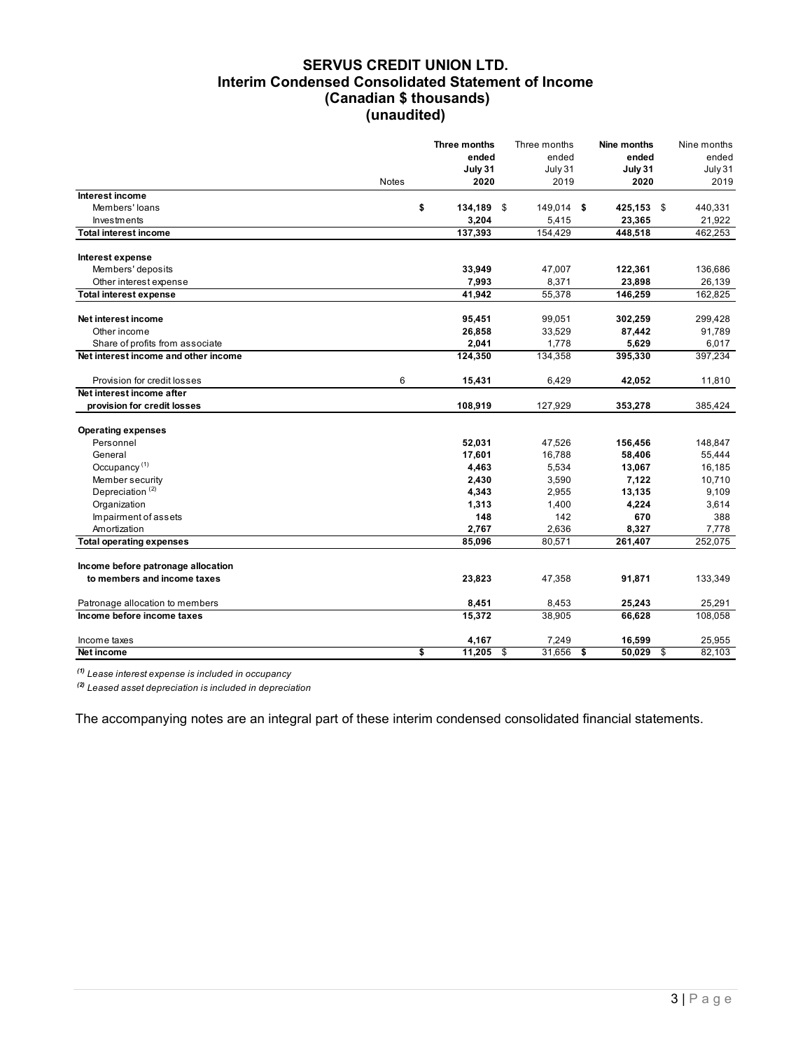# SERVUS CREDIT UNION LTD.
## Interim Condensed Consolidated Statement of Income
## (Canadian $ thousands)
## (unaudited)

| | Notes | **Three months ended July 31 2020** | Three months ended July 31 2019 | **Nine months ended July 31 2020** | Nine months ended July 31 2019 |
|---|---|---|---|---|---|
| **Interest income** | | | | | |
| Members' loans | | **$ 134,189** | $ 149,014 | **$ 425,153** | $ 440,331 |
| Investments | | **3,204** | 5,415 | **23,365** | 21,922 |
| **Total interest income** | | **137,393** | 154,429 | **448,518** | 462,253 |
| | | | | | |
| **Interest expense** | | | | | |
| Members' deposits | | **33,949** | 47,007 | **122,361** | 136,686 |
| Other interest expense | | **7,993** | 8,371 | **23,898** | 26,139 |
| **Total interest expense** | | **41,942** | 55,378 | **146,259** | 162,825 |
| | | | | | |
| **Net interest income** | | **95,451** | 99,051 | **302,259** | 299,428 |
| Other income | | **26,858** | 33,529 | **87,442** | 91,789 |
| Share of profits from associate | | **2,041** | 1,778 | **5,629** | 6,017 |
| **Net interest income and other income** | | **124,350** | 134,358 | **395,330** | 397,234 |
| | | | | | |
| Provision for credit losses | 6 | **15,431** | 6,429 | **42,052** | 11,810 |
| **Net interest income after provision for credit losses** | | **108,919** | 127,929 | **353,278** | 385,424 |
| | | | | | |
| **Operating expenses** | | | | | |
| Personnel | | **52,031** | 47,526 | **156,456** | 148,847 |
| General | | **17,601** | 16,788 | **58,406** | 55,444 |
| Occupancy (1) | | **4,463** | 5,534 | **13,067** | 16,185 |
| Member security | | **2,430** | 3,590 | **7,122** | 10,710 |
| Depreciation (2) | | **4,343** | 2,955 | **13,135** | 9,109 |
| Organization | | **1,313** | 1,400 | **4,224** | 3,614 |
| Impairment of assets | | **148** | 142 | **670** | 388 |
| Amortization | | **2,767** | 2,636 | **8,327** | 7,778 |
| **Total operating expenses** | | **85,096** | 80,571 | **261,407** | 252,075 |
| | | | | | |
| **Income before patronage allocation to members and income taxes** | | **23,823** | 47,358 | **91,871** | 133,349 |
| | | | | | |
| Patronage allocation to members | | **8,451** | 8,453 | **25,243** | 25,291 |
| **Income before income taxes** | | **15,372** | 38,905 | **66,628** | 108,058 |
| | | | | | |
| Income taxes | | **4,167** | 7,249 | **16,599** | 25,955 |
| **Net income** | | **$ 11,205** | $ 31,656 | **$ 50,029** | $ 82,103 |

*(1) Lease interest expense is included in occupancy*

*(2) Leased asset depreciation is included in depreciation*

The accompanying notes are an integral part of these interim condensed consolidated financial statements.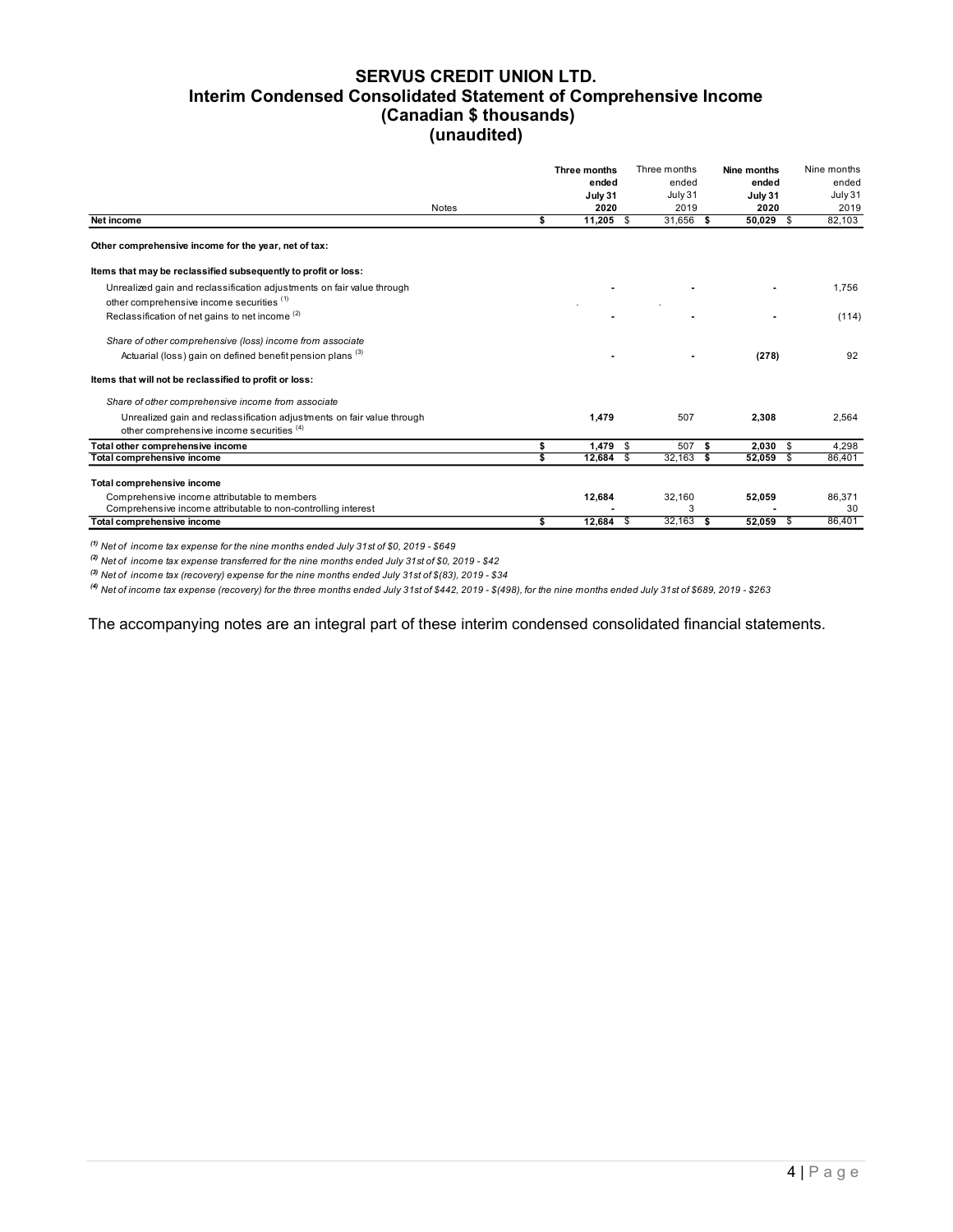# SERVUS CREDIT UNION LTD.
## Interim Condensed Consolidated Statement of Comprehensive Income
### (Canadian $ thousands)
### (unaudited)

| | Notes | Three months ended July 31 2020 | Three months ended July 31 2019 | Nine months ended July 31 2020 | Nine months ended July 31 2019 |
|---|---|---|---|---|---|
| **Net income** | | **$ 11,205** | $ 31,656 | **$ 50,029** | $ 82,103 |
| **Other comprehensive income for the year, net of tax:** | | | | | |
| **Items that may be reclassified subsequently to profit or loss:** | | | | | |
| Unrealized gain and reclassification adjustments on fair value through other comprehensive income securities [1] | | **-** | - | **-** | 1,756 |
| Reclassification of net gains to net income [2] | | **-** | - | **-** | (114) |
| *Share of other comprehensive (loss) income from associate* | | | | | |
| Actuarial (loss) gain on defined benefit pension plans [3] | | **-** | - | **(278)** | 92 |
| **Items that will not be reclassified to profit or loss:** | | | | | |
| *Share of other comprehensive income from associate* | | | | | |
| Unrealized gain and reclassification adjustments on fair value through other comprehensive income securities [4] | | **1,479** | 507 | **2,308** | 2,564 |
| **Total other comprehensive income** | | **$ 1,479** | $ 507 | **$ 2,030** | $ 4,298 |
| **Total comprehensive income** | | **$ 12,684** | $ 32,163 | **$ 52,059** | $ 86,401 |
| **Total comprehensive income** | | | | | |
| Comprehensive income attributable to members | | **12,684** | 32,160 | **52,059** | 86,371 |
| Comprehensive income attributable to non-controlling interest | | **-** | 3 | **-** | 30 |
| **Total comprehensive income** | | **$ 12,684** | $ 32,163 | **$ 52,059** | $ 86,401 |

*[1] Net of income tax expense for the nine months ended July 31st of $0, 2019 - $649*

*[2] Net of income tax expense transferred for the nine months ended July 31st of $0, 2019 - $42*

*[3] Net of income tax (recovery) expense for the nine months ended July 31st of $(83), 2019 - $34*

*[4] Net of income tax expense (recovery) for the three months ended July 31st of $442, 2019 - $(498), for the nine months ended July 31st of $689, 2019 - $263*

The accompanying notes are an integral part of these interim condensed consolidated financial statements.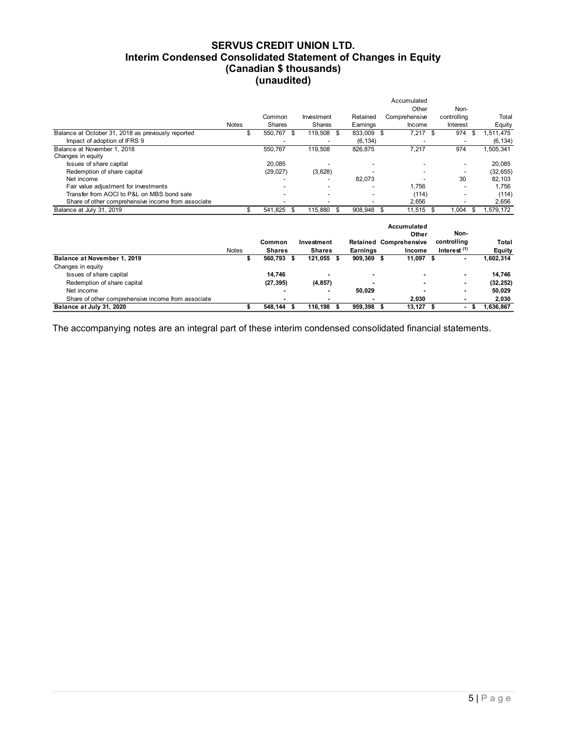# SERVUS CREDIT UNION LTD.
## Interim Condensed Consolidated Statement of Changes in Equity
### (Canadian $ thousands)
### (unaudited)

| | Notes | Common Shares | Investment Shares | Retained Earnings | Accumulated Other Comprehensive Income | Non-controlling Interest | Total Equity |
|---|---|---|---|---|---|---|---|
| Balance at October 31, 2018 as previously reported | | $ 550,767 | $ 119,508 | $ 833,009 | $ 7,217 | $ 974 | $ 1,511,475 |
| Impact of adoption of IFRS 9 | | - | - | (6,134) | - | - | (6,134) |
| Balance at November 1, 2018 | | 550,767 | 119,508 | 826,875 | 7,217 | 974 | 1,505,341 |
| Changes in equity | | | | | | | |
| Issues of share capital | | 20,085 | - | - | - | - | 20,085 |
| Redemption of share capital | | (29,027) | (3,628) | - | - | - | (32,655) |
| Net income | | - | - | 82,073 | - | 30 | 82,103 |
| Fair value adjustment for investments | | - | - | - | 1,756 | - | 1,756 |
| Transfer from AOCI to P&L on MBS bond sale | | - | - | - | (114) | - | (114) |
| Share of other comprehensive income from associate | | - | - | - | 2,656 | - | 2,656 |
| Balance at July 31, 2019 | | $ 541,825 | $ 115,880 | $ 908,948 | $ 11,515 | $ 1,004 | $ 1,579,172 |

| | Notes | **Common Shares** | **Investment Shares** | **Retained Earnings** | **Accumulated Other Comprehensive Income** | **Non-controlling Interest (1)** | **Total Equity** |
|---|---|---|---|---|---|---|---|
| **Balance at November 1, 2019** | | **$ 560,793** | **$ 121,055** | **$ 909,369** | **$ 11,097** | **$ -** | **1,602,314** |
| Changes in equity | | | | | | | |
| Issues of share capital | | **14,746** | **-** | **-** | **-** | **-** | **14,746** |
| Redemption of share capital | | **(27,395)** | **(4,857)** | **-** | **-** | **-** | **(32,252)** |
| Net income | | **-** | **-** | **50,029** | **-** | **-** | **50,029** |
| Share of other comprehensive income from associate | | **-** | **-** | **-** | **2,030** | **-** | **2,030** |
| **Balance at July 31, 2020** | | **$ 548,144** | **$ 116,198** | **$ 959,398** | **$ 13,127** | **$ -** | **$ 1,636,867** |

The accompanying notes are an integral part of these interim condensed consolidated financial statements.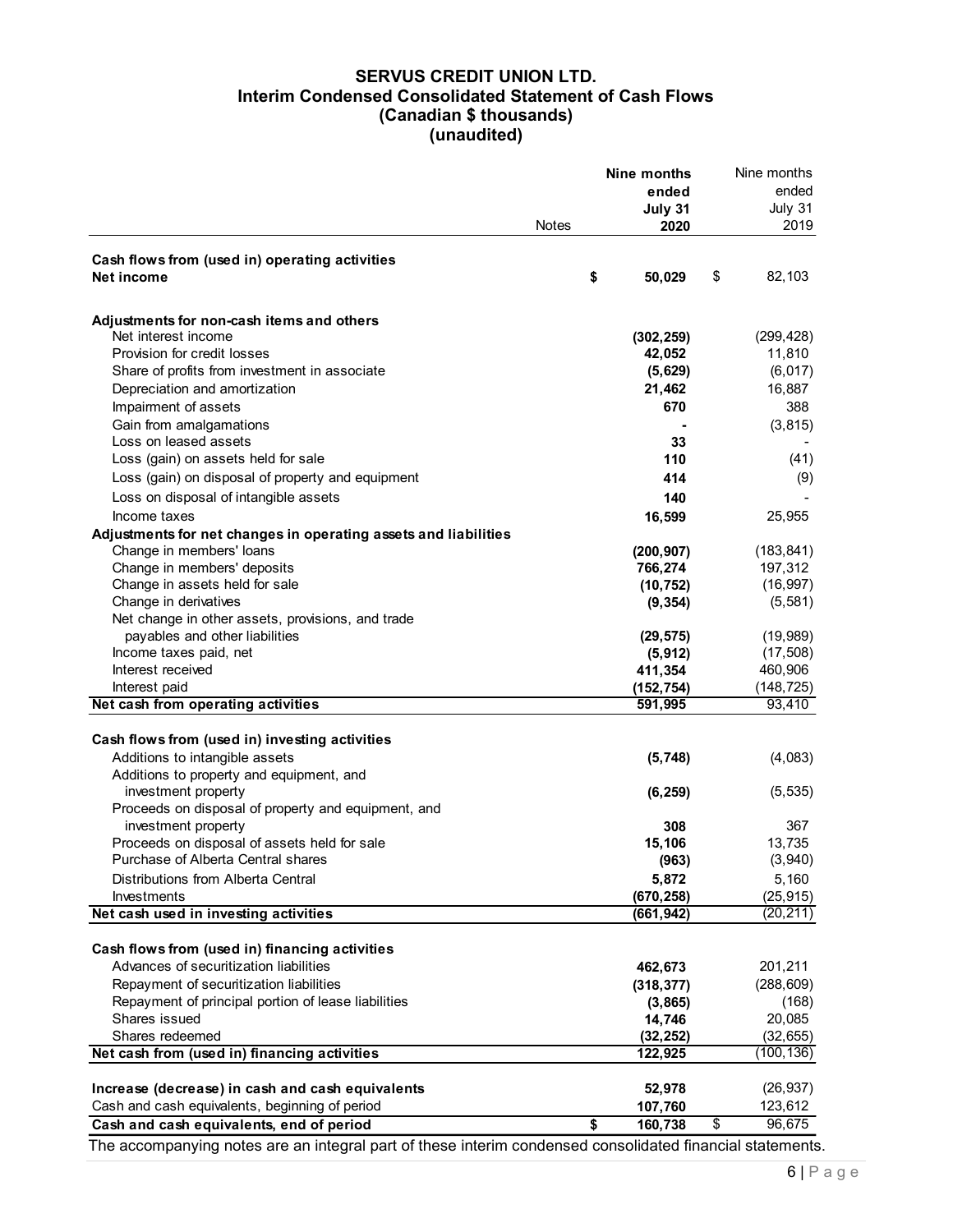# SERVUS CREDIT UNION LTD.
## Interim Condensed Consolidated Statement of Cash Flows
### (Canadian $ thousands)
### (unaudited)

| | Notes | Nine months ended July 31 2020 | Nine months ended July 31 2019 |
|---|---|---|---|
| **Cash flows from (used in) operating activities** | | | |
| **Net income** | | **$ 50,029** | $ 82,103 |
| | | | |
| **Adjustments for non-cash items and others** | | | |
| Net interest income | | **(302,259)** | (299,428) |
| Provision for credit losses | | **42,052** | 11,810 |
| Share of profits from investment in associate | | **(5,629)** | (6,017) |
| Depreciation and amortization | | **21,462** | 16,887 |
| Impairment of assets | | **670** | 388 |
| Gain from amalgamations | | **-** | (3,815) |
| Loss on leased assets | | **33** | - |
| Loss (gain) on assets held for sale | | **110** | (41) |
| Loss (gain) on disposal of property and equipment | | **414** | (9) |
| Loss on disposal of intangible assets | | **140** | - |
| Income taxes | | **16,599** | 25,955 |
| **Adjustments for net changes in operating assets and liabilities** | | | |
| Change in members' loans | | **(200,907)** | (183,841) |
| Change in members' deposits | | **766,274** | 197,312 |
| Change in assets held for sale | | **(10,752)** | (16,997) |
| Change in derivatives | | **(9,354)** | (5,581) |
| Net change in other assets, provisions, and trade payables and other liabilities | | **(29,575)** | (19,989) |
| Income taxes paid, net | | **(5,912)** | (17,508) |
| Interest received | | **411,354** | 460,906 |
| Interest paid | | **(152,754)** | (148,725) |
| **Net cash from operating activities** | | **591,995** | 93,410 |
| | | | |
| **Cash flows from (used in) investing activities** | | | |
| Additions to intangible assets | | **(5,748)** | (4,083) |
| Additions to property and equipment, and investment property | | **(6,259)** | (5,535) |
| Proceeds on disposal of property and equipment, and investment property | | **308** | 367 |
| Proceeds on disposal of assets held for sale | | **15,106** | 13,735 |
| Purchase of Alberta Central shares | | **(963)** | (3,940) |
| Distributions from Alberta Central | | **5,872** | 5,160 |
| Investments | | **(670,258)** | (25,915) |
| **Net cash used in investing activities** | | **(661,942)** | (20,211) |
| | | | |
| **Cash flows from (used in) financing activities** | | | |
| Advances of securitization liabilities | | **462,673** | 201,211 |
| Repayment of securitization liabilities | | **(318,377)** | (288,609) |
| Repayment of principal portion of lease liabilities | | **(3,865)** | (168) |
| Shares issued | | **14,746** | 20,085 |
| Shares redeemed | | **(32,252)** | (32,655) |
| **Net cash from (used in) financing activities** | | **122,925** | (100,136) |
| | | | |
| **Increase (decrease) in cash and cash equivalents** | | **52,978** | (26,937) |
| Cash and cash equivalents, beginning of period | | **107,760** | 123,612 |
| **Cash and cash equivalents, end of period** | | **$ 160,738** | $ 96,675 |

The accompanying notes are an integral part of these interim condensed consolidated financial statements.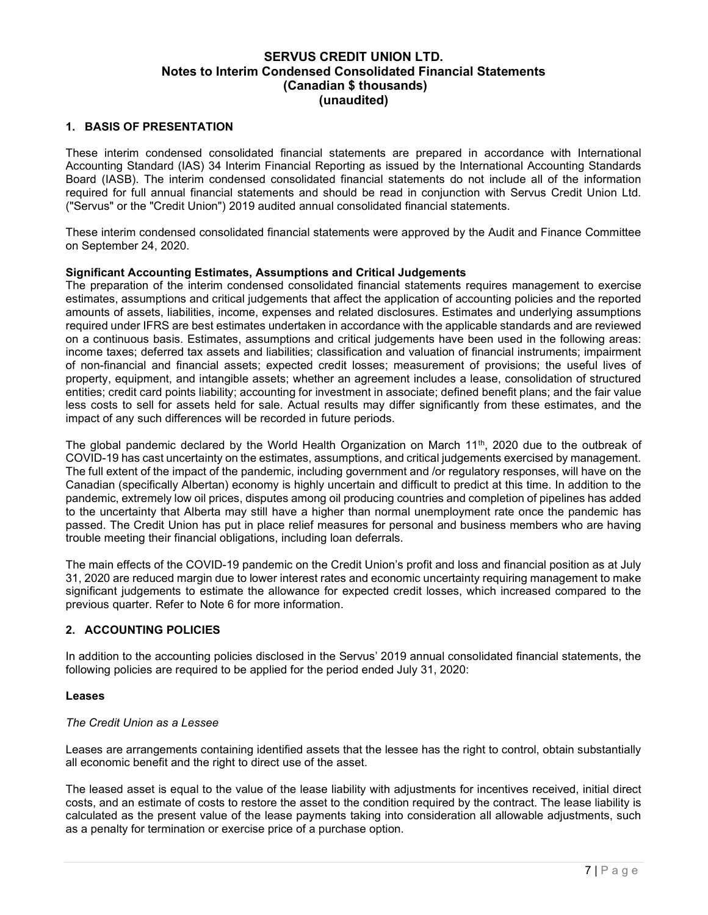# SERVUS CREDIT UNION LTD.
## Notes to Interim Condensed Consolidated Financial Statements
## (Canadian $ thousands)
## (unaudited)

### 1. BASIS OF PRESENTATION

These interim condensed consolidated financial statements are prepared in accordance with International Accounting Standard (IAS) 34 Interim Financial Reporting as issued by the International Accounting Standards Board (IASB). The interim condensed consolidated financial statements do not include all of the information required for full annual financial statements and should be read in conjunction with Servus Credit Union Ltd. ("Servus" or the "Credit Union") 2019 audited annual consolidated financial statements.

These interim condensed consolidated financial statements were approved by the Audit and Finance Committee on September 24, 2020.

**Significant Accounting Estimates, Assumptions and Critical Judgements**

The preparation of the interim condensed consolidated financial statements requires management to exercise estimates, assumptions and critical judgements that affect the application of accounting policies and the reported amounts of assets, liabilities, income, expenses and related disclosures. Estimates and underlying assumptions required under IFRS are best estimates undertaken in accordance with the applicable standards and are reviewed on a continuous basis. Estimates, assumptions and critical judgements have been used in the following areas: income taxes; deferred tax assets and liabilities; classification and valuation of financial instruments; impairment of non-financial and financial assets; expected credit losses; measurement of provisions; the useful lives of property, equipment, and intangible assets; whether an agreement includes a lease, consolidation of structured entities; credit card points liability; accounting for investment in associate; defined benefit plans; and the fair value less costs to sell for assets held for sale. Actual results may differ significantly from these estimates, and the impact of any such differences will be recorded in future periods.

The global pandemic declared by the World Health Organization on March 11th, 2020 due to the outbreak of COVID-19 has cast uncertainty on the estimates, assumptions, and critical judgements exercised by management. The full extent of the impact of the pandemic, including government and /or regulatory responses, will have on the Canadian (specifically Albertan) economy is highly uncertain and difficult to predict at this time. In addition to the pandemic, extremely low oil prices, disputes among oil producing countries and completion of pipelines has added to the uncertainty that Alberta may still have a higher than normal unemployment rate once the pandemic has passed. The Credit Union has put in place relief measures for personal and business members who are having trouble meeting their financial obligations, including loan deferrals.

The main effects of the COVID-19 pandemic on the Credit Union's profit and loss and financial position as at July 31, 2020 are reduced margin due to lower interest rates and economic uncertainty requiring management to make significant judgements to estimate the allowance for expected credit losses, which increased compared to the previous quarter. Refer to Note 6 for more information.

### 2. ACCOUNTING POLICIES

In addition to the accounting policies disclosed in the Servus' 2019 annual consolidated financial statements, the following policies are required to be applied for the period ended July 31, 2020:

**Leases**

*The Credit Union as a Lessee*

Leases are arrangements containing identified assets that the lessee has the right to control, obtain substantially all economic benefit and the right to direct use of the asset.

The leased asset is equal to the value of the lease liability with adjustments for incentives received, initial direct costs, and an estimate of costs to restore the asset to the condition required by the contract. The lease liability is calculated as the present value of the lease payments taking into consideration all allowable adjustments, such as a penalty for termination or exercise price of a purchase option.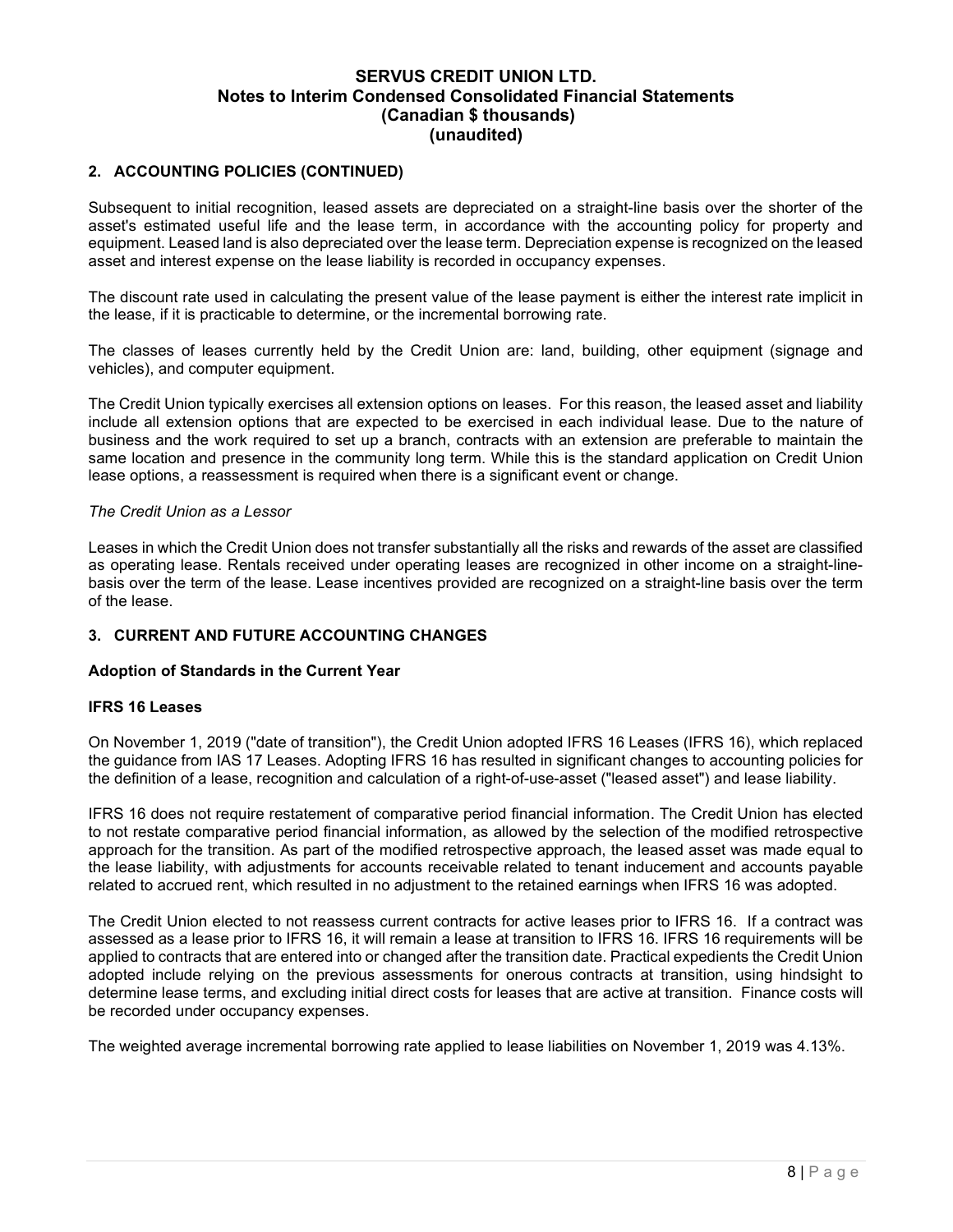## 2. ACCOUNTING POLICIES (CONTINUED)

Subsequent to initial recognition, leased assets are depreciated on a straight-line basis over the shorter of the asset's estimated useful life and the lease term, in accordance with the accounting policy for property and equipment. Leased land is also depreciated over the lease term. Depreciation expense is recognized on the leased asset and interest expense on the lease liability is recorded in occupancy expenses.

The discount rate used in calculating the present value of the lease payment is either the interest rate implicit in the lease, if it is practicable to determine, or the incremental borrowing rate.

The classes of leases currently held by the Credit Union are: land, building, other equipment (signage and vehicles), and computer equipment.

The Credit Union typically exercises all extension options on leases. For this reason, the leased asset and liability include all extension options that are expected to be exercised in each individual lease. Due to the nature of business and the work required to set up a branch, contracts with an extension are preferable to maintain the same location and presence in the community long term. While this is the standard application on Credit Union lease options, a reassessment is required when there is a significant event or change.

*The Credit Union as a Lessor*

Leases in which the Credit Union does not transfer substantially all the risks and rewards of the asset are classified as operating lease. Rentals received under operating leases are recognized in other income on a straight-line-basis over the term of the lease. Lease incentives provided are recognized on a straight-line basis over the term of the lease.

## 3. CURRENT AND FUTURE ACCOUNTING CHANGES

### Adoption of Standards in the Current Year

### IFRS 16 Leases

On November 1, 2019 ("date of transition"), the Credit Union adopted IFRS 16 Leases (IFRS 16), which replaced the guidance from IAS 17 Leases. Adopting IFRS 16 has resulted in significant changes to accounting policies for the definition of a lease, recognition and calculation of a right-of-use-asset ("leased asset") and lease liability.

IFRS 16 does not require restatement of comparative period financial information. The Credit Union has elected to not restate comparative period financial information, as allowed by the selection of the modified retrospective approach for the transition. As part of the modified retrospective approach, the leased asset was made equal to the lease liability, with adjustments for accounts receivable related to tenant inducement and accounts payable related to accrued rent, which resulted in no adjustment to the retained earnings when IFRS 16 was adopted.

The Credit Union elected to not reassess current contracts for active leases prior to IFRS 16. If a contract was assessed as a lease prior to IFRS 16, it will remain a lease at transition to IFRS 16. IFRS 16 requirements will be applied to contracts that are entered into or changed after the transition date. Practical expedients the Credit Union adopted include relying on the previous assessments for onerous contracts at transition, using hindsight to determine lease terms, and excluding initial direct costs for leases that are active at transition. Finance costs will be recorded under occupancy expenses.

The weighted average incremental borrowing rate applied to lease liabilities on November 1, 2019 was 4.13%.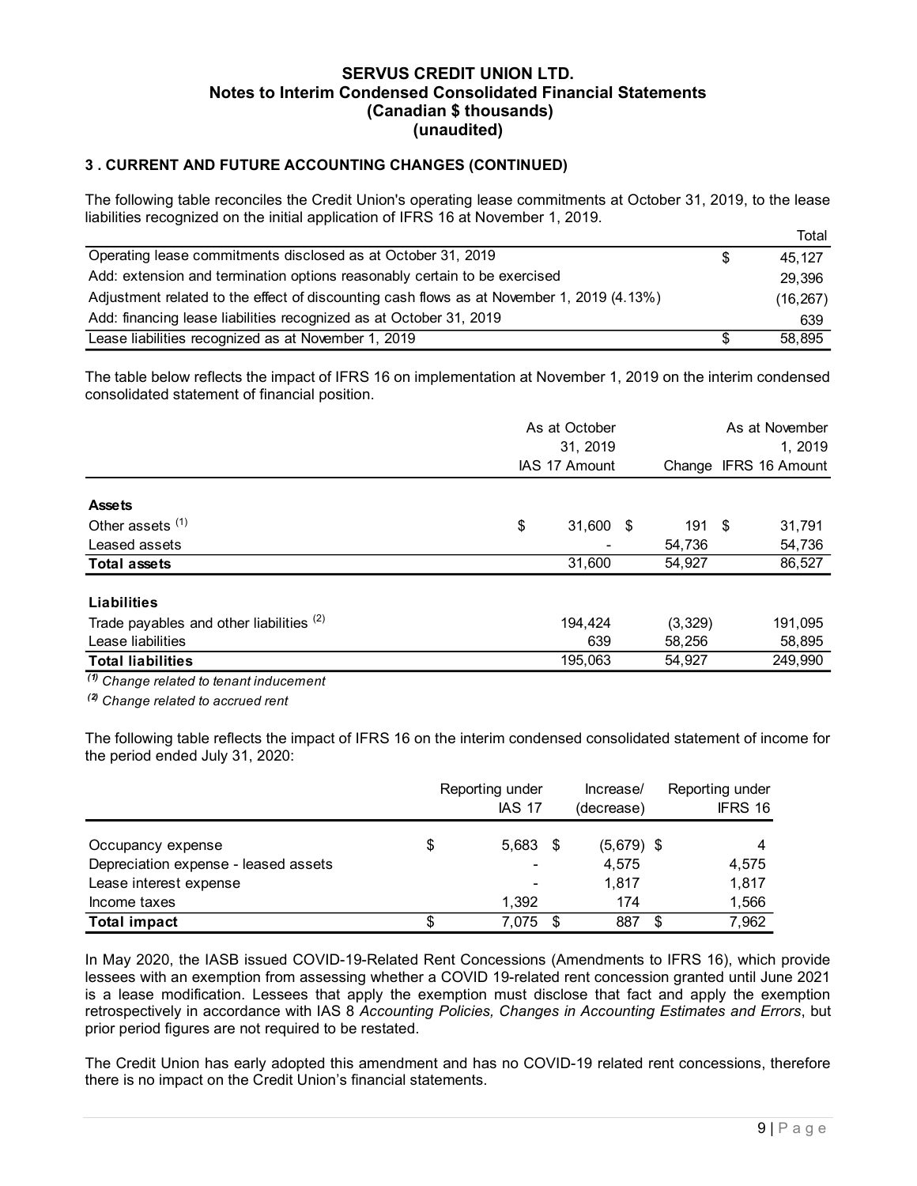**SERVUS CREDIT UNION LTD.**
**Notes to Interim Condensed Consolidated Financial Statements**
**(Canadian $ thousands)**
**(unaudited)**

### 3 . CURRENT AND FUTURE ACCOUNTING CHANGES (CONTINUED)

The following table reconciles the Credit Union's operating lease commitments at October 31, 2019, to the lease liabilities recognized on the initial application of IFRS 16 at November 1, 2019.

| | | Total |
|---|---|---|
| Operating lease commitments disclosed as at October 31, 2019 | $ | 45,127 |
| Add: extension and termination options reasonably certain to be exercised | | 29,396 |
| Adjustment related to the effect of discounting cash flows as at November 1, 2019 (4.13%) | | (16,267) |
| Add: financing lease liabilities recognized as at October 31, 2019 | | 639 |
| Lease liabilities recognized as at November 1, 2019 | $ | 58,895 |

The table below reflects the impact of IFRS 16 on implementation at November 1, 2019 on the interim condensed consolidated statement of financial position.

| | As at October 31, 2019 IAS 17 Amount | Change | As at November 1, 2019 IFRS 16 Amount |
|---|---|---|---|
| **Assets** | | | |
| Other assets (1) | $ 31,600 | $ 191 | $ 31,791 |
| Leased assets | - | 54,736 | 54,736 |
| **Total assets** | 31,600 | 54,927 | 86,527 |
| **Liabilities** | | | |
| Trade payables and other liabilities (2) | 194,424 | (3,329) | 191,095 |
| Lease liabilities | 639 | 58,256 | 58,895 |
| **Total liabilities** | 195,063 | 54,927 | 249,990 |

*(1) Change related to tenant inducement*

*(2) Change related to accrued rent*

The following table reflects the impact of IFRS 16 on the interim condensed consolidated statement of income for the period ended July 31, 2020:

| | Reporting under IAS 17 | Increase/ (decrease) | Reporting under IFRS 16 |
|---|---|---|---|
| Occupancy expense | $ 5,683 | $ (5,679) | $ 4 |
| Depreciation expense - leased assets | - | 4,575 | 4,575 |
| Lease interest expense | - | 1,817 | 1,817 |
| Income taxes | 1,392 | 174 | 1,566 |
| **Total impact** | $ 7,075 | $ 887 | $ 7,962 |

In May 2020, the IASB issued COVID-19-Related Rent Concessions (Amendments to IFRS 16), which provide lessees with an exemption from assessing whether a COVID 19-related rent concession granted until June 2021 is a lease modification. Lessees that apply the exemption must disclose that fact and apply the exemption retrospectively in accordance with IAS 8 *Accounting Policies, Changes in Accounting Estimates and Errors*, but prior period figures are not required to be restated.

The Credit Union has early adopted this amendment and has no COVID-19 related rent concessions, therefore there is no impact on the Credit Union's financial statements.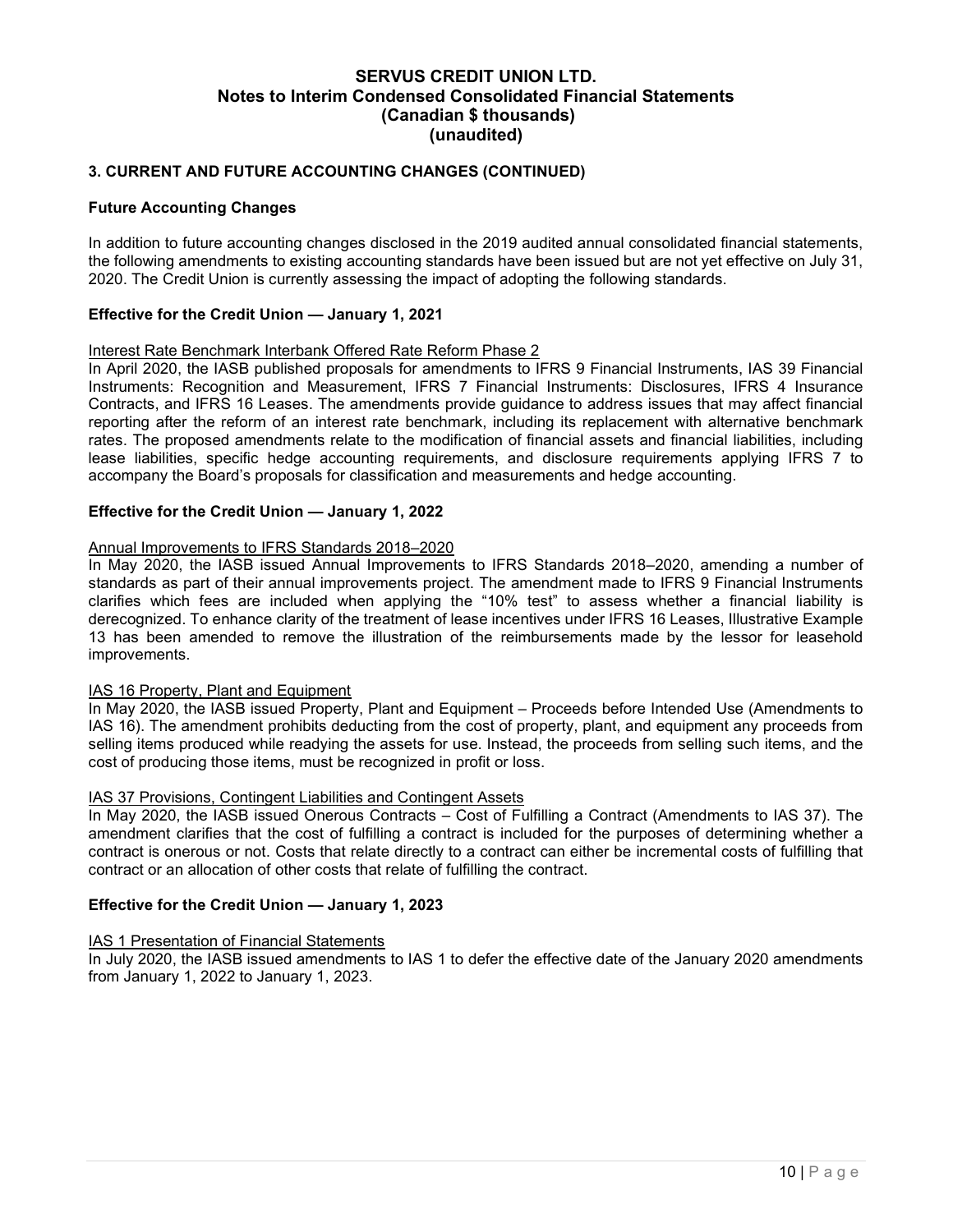**SERVUS CREDIT UNION LTD.**
**Notes to Interim Condensed Consolidated Financial Statements**
**(Canadian $ thousands)**
**(unaudited)**

### 3. CURRENT AND FUTURE ACCOUNTING CHANGES (CONTINUED)

#### Future Accounting Changes

In addition to future accounting changes disclosed in the 2019 audited annual consolidated financial statements, the following amendments to existing accounting standards have been issued but are not yet effective on July 31, 2020. The Credit Union is currently assessing the impact of adopting the following standards.

#### Effective for the Credit Union — January 1, 2021

Interest Rate Benchmark Interbank Offered Rate Reform Phase 2

In April 2020, the IASB published proposals for amendments to IFRS 9 Financial Instruments, IAS 39 Financial Instruments: Recognition and Measurement, IFRS 7 Financial Instruments: Disclosures, IFRS 4 Insurance Contracts, and IFRS 16 Leases. The amendments provide guidance to address issues that may affect financial reporting after the reform of an interest rate benchmark, including its replacement with alternative benchmark rates. The proposed amendments relate to the modification of financial assets and financial liabilities, including lease liabilities, specific hedge accounting requirements, and disclosure requirements applying IFRS 7 to accompany the Board's proposals for classification and measurements and hedge accounting.

#### Effective for the Credit Union — January 1, 2022

Annual Improvements to IFRS Standards 2018–2020

In May 2020, the IASB issued Annual Improvements to IFRS Standards 2018–2020, amending a number of standards as part of their annual improvements project. The amendment made to IFRS 9 Financial Instruments clarifies which fees are included when applying the "10% test" to assess whether a financial liability is derecognized. To enhance clarity of the treatment of lease incentives under IFRS 16 Leases, Illustrative Example 13 has been amended to remove the illustration of the reimbursements made by the lessor for leasehold improvements.

IAS 16 Property, Plant and Equipment

In May 2020, the IASB issued Property, Plant and Equipment – Proceeds before Intended Use (Amendments to IAS 16). The amendment prohibits deducting from the cost of property, plant, and equipment any proceeds from selling items produced while readying the assets for use. Instead, the proceeds from selling such items, and the cost of producing those items, must be recognized in profit or loss.

IAS 37 Provisions, Contingent Liabilities and Contingent Assets

In May 2020, the IASB issued Onerous Contracts – Cost of Fulfilling a Contract (Amendments to IAS 37). The amendment clarifies that the cost of fulfilling a contract is included for the purposes of determining whether a contract is onerous or not. Costs that relate directly to a contract can either be incremental costs of fulfilling that contract or an allocation of other costs that relate of fulfilling the contract.

#### Effective for the Credit Union — January 1, 2023

IAS 1 Presentation of Financial Statements

In July 2020, the IASB issued amendments to IAS 1 to defer the effective date of the January 2020 amendments from January 1, 2022 to January 1, 2023.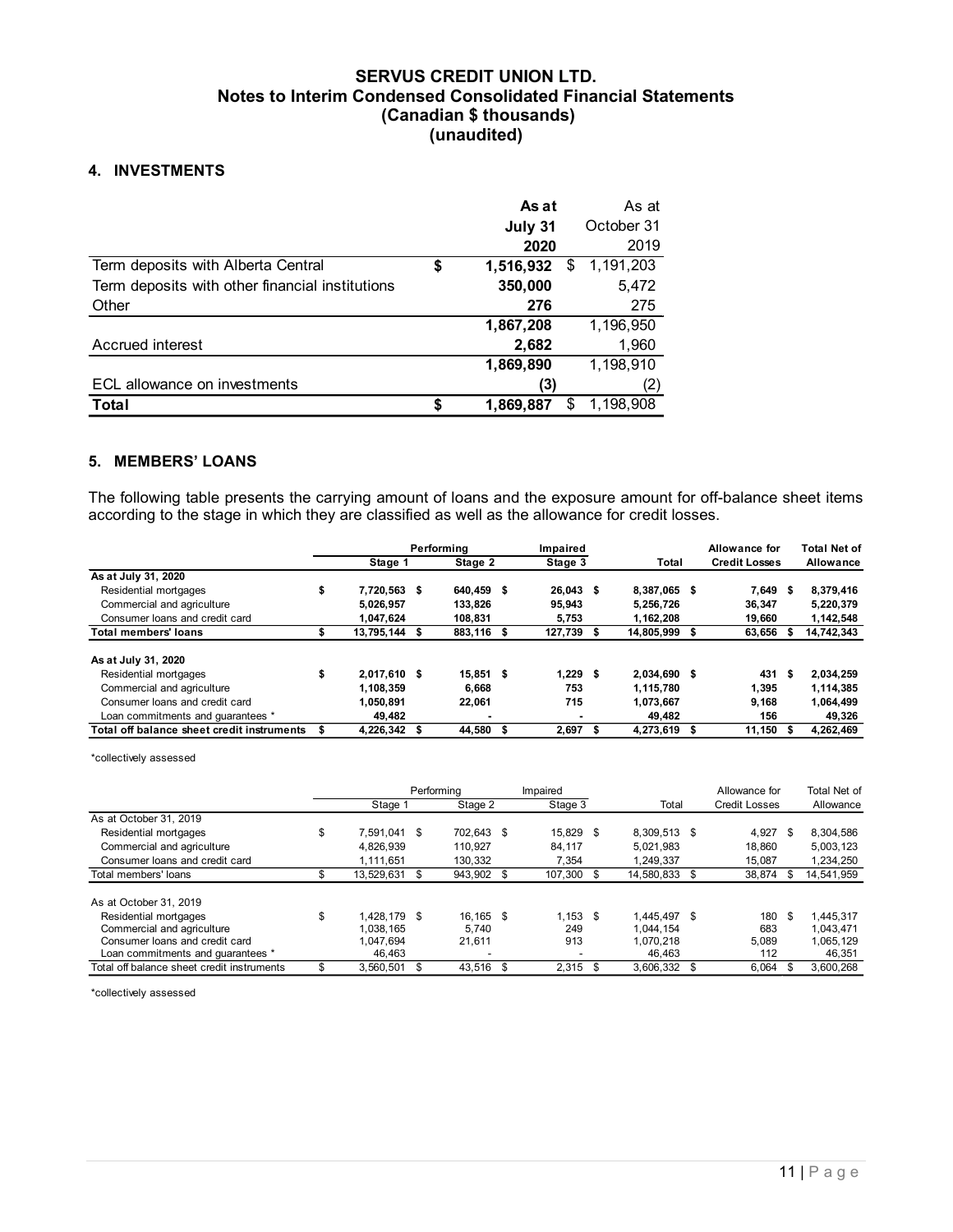# SERVUS CREDIT UNION LTD.
## Notes to Interim Condensed Consolidated Financial Statements
## (Canadian $ thousands)
## (unaudited)

### 4. INVESTMENTS

| | As at July 31 2020 | As at October 31 2019 |
|---|---|---|
| Term deposits with Alberta Central | $ 1,516,932 | $ 1,191,203 |
| Term deposits with other financial institutions | 350,000 | 5,472 |
| Other | 276 | 275 |
| | 1,867,208 | 1,196,950 |
| Accrued interest | 2,682 | 1,960 |
| | 1,869,890 | 1,198,910 |
| ECL allowance on investments | (3) | (2) |
| **Total** | $ 1,869,887 | $ 1,198,908 |

### 5. MEMBERS' LOANS

The following table presents the carrying amount of loans and the exposure amount for off-balance sheet items according to the stage in which they are classified as well as the allowance for credit losses.

| | Performing | | Impaired | | Allowance for | Total Net of |
|---|---|---|---|---|---|---|
| | Stage 1 | Stage 2 | Stage 3 | Total | Credit Losses | Allowance |
| **As at July 31, 2020** | | | | | | |
| Residential mortgages | $ 7,720,563 | $ 640,459 | $ 26,043 | $ 8,387,065 | $ 7,649 | $ 8,379,416 |
| Commercial and agriculture | 5,026,957 | 133,826 | 95,943 | 5,256,726 | 36,347 | 5,220,379 |
| Consumer loans and credit card | 1,047,624 | 108,831 | 5,753 | 1,162,208 | 19,660 | 1,142,548 |
| **Total members' loans** | $ 13,795,144 | $ 883,116 | $ 127,739 | $ 14,805,999 | $ 63,656 | $ 14,742,343 |
| | | | | | | |
| **As at July 31, 2020** | | | | | | |
| Residential mortgages | $ 2,017,610 | $ 15,851 | $ 1,229 | $ 2,034,690 | $ 431 | $ 2,034,259 |
| Commercial and agriculture | 1,108,359 | 6,668 | 753 | 1,115,780 | 1,395 | 1,114,385 |
| Consumer loans and credit card | 1,050,891 | 22,061 | 715 | 1,073,667 | 9,168 | 1,064,499 |
| Loan commitments and guarantees * | 49,482 | - | - | 49,482 | 156 | 49,326 |
| **Total off balance sheet credit instruments** | $ 4,226,342 | $ 44,580 | $ 2,697 | $ 4,273,619 | $ 11,150 | $ 4,262,469 |

*collectively assessed

| | Performing | | Impaired | | Allowance for | Total Net of |
|---|---|---|---|---|---|---|
| | Stage 1 | Stage 2 | Stage 3 | Total | Credit Losses | Allowance |
| As at October 31, 2019 | | | | | | |
| Residential mortgages | $ 7,591,041 | $ 702,643 | $ 15,829 | $ 8,309,513 | $ 4,927 | $ 8,304,586 |
| Commercial and agriculture | 4,826,939 | 110,927 | 84,117 | 5,021,983 | 18,860 | 5,003,123 |
| Consumer loans and credit card | 1,111,651 | 130,332 | 7,354 | 1,249,337 | 15,087 | 1,234,250 |
| Total members' loans | $ 13,529,631 | $ 943,902 | $ 107,300 | $ 14,580,833 | $ 38,874 | $ 14,541,959 |
| | | | | | | |
| As at October 31, 2019 | | | | | | |
| Residential mortgages | $ 1,428,179 | $ 16,165 | $ 1,153 | $ 1,445,497 | $ 180 | $ 1,445,317 |
| Commercial and agriculture | 1,038,165 | 5,740 | 249 | 1,044,154 | 683 | 1,043,471 |
| Consumer loans and credit card | 1,047,694 | 21,611 | 913 | 1,070,218 | 5,089 | 1,065,129 |
| Loan commitments and guarantees * | 46,463 | - | - | 46,463 | 112 | 46,351 |
| Total off balance sheet credit instruments | $ 3,560,501 | $ 43,516 | $ 2,315 | $ 3,606,332 | $ 6,064 | $ 3,600,268 |

*collectively assessed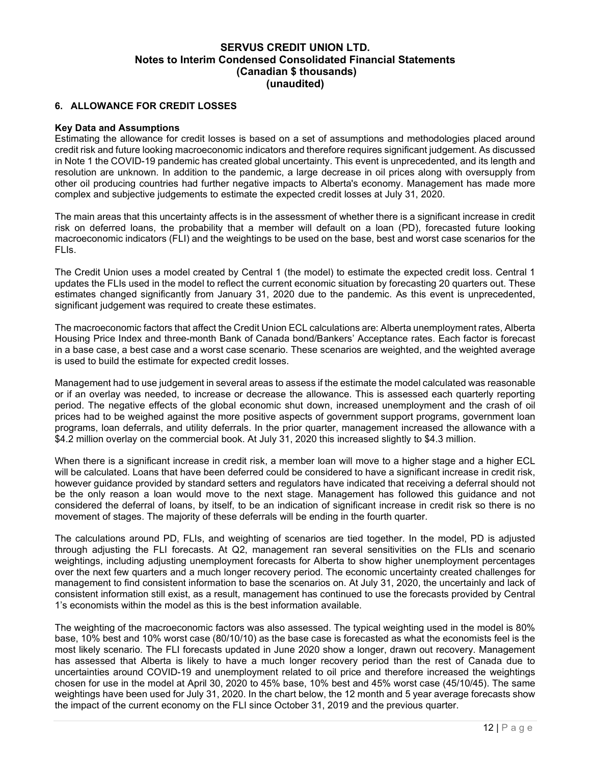## 6. ALLOWANCE FOR CREDIT LOSSES

### Key Data and Assumptions

Estimating the allowance for credit losses is based on a set of assumptions and methodologies placed around credit risk and future looking macroeconomic indicators and therefore requires significant judgement. As discussed in Note 1 the COVID-19 pandemic has created global uncertainty. This event is unprecedented, and its length and resolution are unknown. In addition to the pandemic, a large decrease in oil prices along with oversupply from other oil producing countries had further negative impacts to Alberta's economy. Management has made more complex and subjective judgements to estimate the expected credit losses at July 31, 2020.

The main areas that this uncertainty affects is in the assessment of whether there is a significant increase in credit risk on deferred loans, the probability that a member will default on a loan (PD), forecasted future looking macroeconomic indicators (FLI) and the weightings to be used on the base, best and worst case scenarios for the FLIs.

The Credit Union uses a model created by Central 1 (the model) to estimate the expected credit loss. Central 1 updates the FLIs used in the model to reflect the current economic situation by forecasting 20 quarters out. These estimates changed significantly from January 31, 2020 due to the pandemic. As this event is unprecedented, significant judgement was required to create these estimates.

The macroeconomic factors that affect the Credit Union ECL calculations are: Alberta unemployment rates, Alberta Housing Price Index and three-month Bank of Canada bond/Bankers' Acceptance rates. Each factor is forecast in a base case, a best case and a worst case scenario. These scenarios are weighted, and the weighted average is used to build the estimate for expected credit losses.

Management had to use judgement in several areas to assess if the estimate the model calculated was reasonable or if an overlay was needed, to increase or decrease the allowance. This is assessed each quarterly reporting period. The negative effects of the global economic shut down, increased unemployment and the crash of oil prices had to be weighed against the more positive aspects of government support programs, government loan programs, loan deferrals, and utility deferrals. In the prior quarter, management increased the allowance with a $4.2 million overlay on the commercial book. At July 31, 2020 this increased slightly to $4.3 million.

When there is a significant increase in credit risk, a member loan will move to a higher stage and a higher ECL will be calculated. Loans that have been deferred could be considered to have a significant increase in credit risk, however guidance provided by standard setters and regulators have indicated that receiving a deferral should not be the only reason a loan would move to the next stage. Management has followed this guidance and not considered the deferral of loans, by itself, to be an indication of significant increase in credit risk so there is no movement of stages. The majority of these deferrals will be ending in the fourth quarter.

The calculations around PD, FLIs, and weighting of scenarios are tied together. In the model, PD is adjusted through adjusting the FLI forecasts. At Q2, management ran several sensitivities on the FLIs and scenario weightings, including adjusting unemployment forecasts for Alberta to show higher unemployment percentages over the next few quarters and a much longer recovery period. The economic uncertainty created challenges for management to find consistent information to base the scenarios on. At July 31, 2020, the uncertainly and lack of consistent information still exist, as a result, management has continued to use the forecasts provided by Central 1's economists within the model as this is the best information available.

The weighting of the macroeconomic factors was also assessed. The typical weighting used in the model is 80% base, 10% best and 10% worst case (80/10/10) as the base case is forecasted as what the economists feel is the most likely scenario. The FLI forecasts updated in June 2020 show a longer, drawn out recovery. Management has assessed that Alberta is likely to have a much longer recovery period than the rest of Canada due to uncertainties around COVID-19 and unemployment related to oil price and therefore increased the weightings chosen for use in the model at April 30, 2020 to 45% base, 10% best and 45% worst case (45/10/45). The same weightings have been used for July 31, 2020. In the chart below, the 12 month and 5 year average forecasts show the impact of the current economy on the FLI since October 31, 2019 and the previous quarter.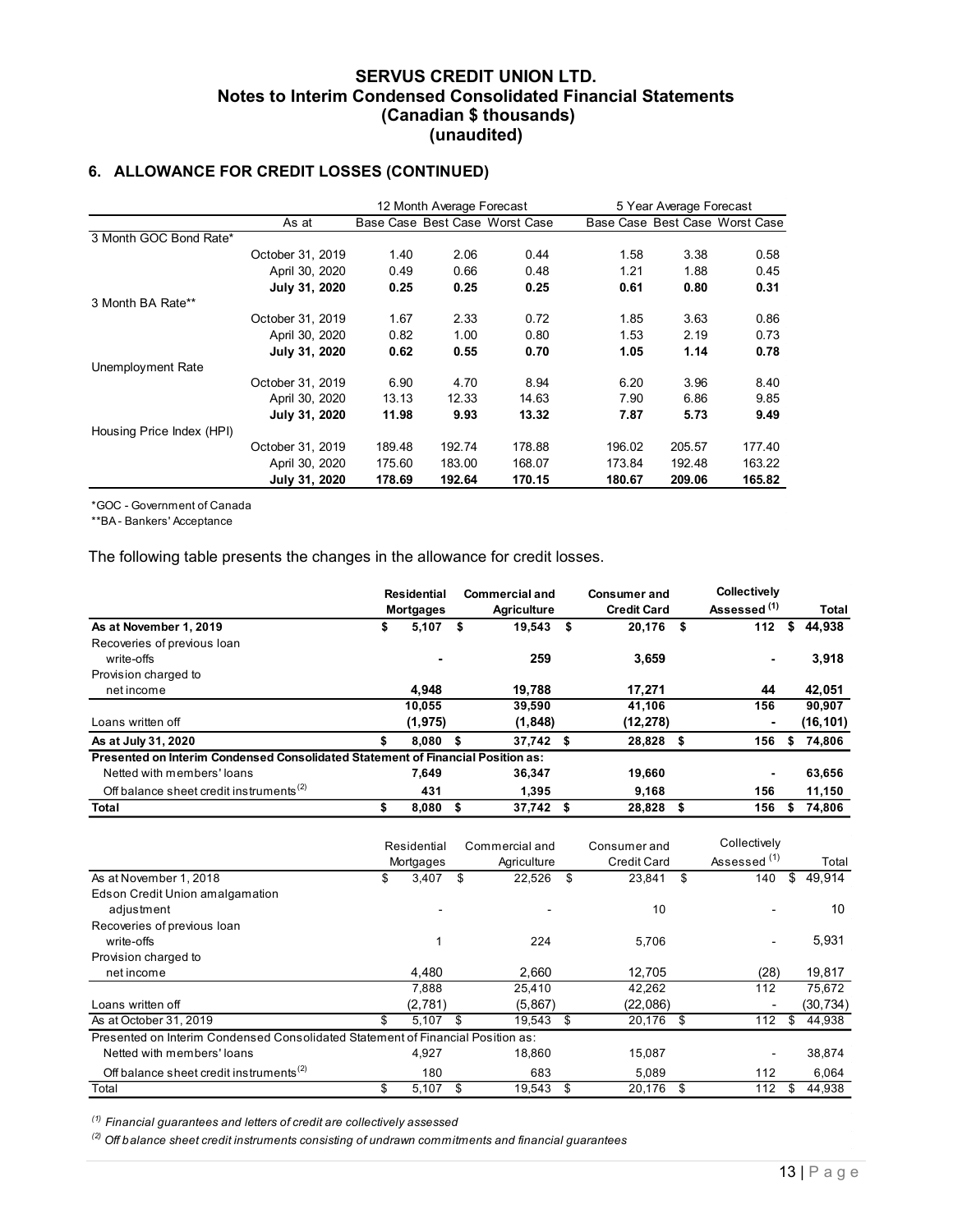## 6. ALLOWANCE FOR CREDIT LOSSES (CONTINUED)

| | | 12 Month Average Forecast | | | 5 Year Average Forecast | | |
|---|---|---|---|---|---|---|---|
| | As at | Base Case | Best Case | Worst Case | Base Case | Best Case | Worst Case |
| 3 Month GOC Bond Rate* | | | | | | | |
| | October 31, 2019 | 1.40 | 2.06 | 0.44 | 1.58 | 3.38 | 0.58 |
| | April 30, 2020 | 0.49 | 0.66 | 0.48 | 1.21 | 1.88 | 0.45 |
| | **July 31, 2020** | **0.25** | **0.25** | **0.25** | **0.61** | **0.80** | **0.31** |
| 3 Month BA Rate** | | | | | | | |
| | October 31, 2019 | 1.67 | 2.33 | 0.72 | 1.85 | 3.63 | 0.86 |
| | April 30, 2020 | 0.82 | 1.00 | 0.80 | 1.53 | 2.19 | 0.73 |
| | **July 31, 2020** | **0.62** | **0.55** | **0.70** | **1.05** | **1.14** | **0.78** |
| Unemployment Rate | | | | | | | |
| | October 31, 2019 | 6.90 | 4.70 | 8.94 | 6.20 | 3.96 | 8.40 |
| | April 30, 2020 | 13.13 | 12.33 | 14.63 | 7.90 | 6.86 | 9.85 |
| | **July 31, 2020** | **11.98** | **9.93** | **13.32** | **7.87** | **5.73** | **9.49** |
| Housing Price Index (HPI) | | | | | | | |
| | October 31, 2019 | 189.48 | 192.74 | 178.88 | 196.02 | 205.57 | 177.40 |
| | April 30, 2020 | 175.60 | 183.00 | 168.07 | 173.84 | 192.48 | 163.22 |
| | **July 31, 2020** | **178.69** | **192.64** | **170.15** | **180.67** | **209.06** | **165.82** |

*GOC - Government of Canada

**BA - Bankers' Acceptance

The following table presents the changes in the allowance for credit losses.

| | Residential Mortgages | Commercial and Agriculture | Consumer and Credit Card | Collectively Assessed [(1)] | Total |
|---|---|---|---|---|---|
| **As at November 1, 2019** | **$ 5,107** | **$ 19,543** | **$ 20,176** | **$ 112** | **$ 44,938** |
| Recoveries of previous loan write-offs | **-** | **259** | **3,659** | **-** | **3,918** |
| Provision charged to net income | **4,948** | **19,788** | **17,271** | **44** | **42,051** |
| | **10,055** | **39,590** | **41,106** | **156** | **90,907** |
| Loans written off | **(1,975)** | **(1,848)** | **(12,278)** | **-** | **(16,101)** |
| **As at July 31, 2020** | **$ 8,080** | **$ 37,742** | **$ 28,828** | **$ 156** | **$ 74,806** |
| **Presented on Interim Condensed Consolidated Statement of Financial Position as:** | | | | | |
| Netted with members' loans | **7,649** | **36,347** | **19,660** | **-** | **63,656** |
| Off balance sheet credit instruments [(2)] | **431** | **1,395** | **9,168** | **156** | **11,150** |
| **Total** | **$ 8,080** | **$ 37,742** | **$ 28,828** | **$ 156** | **$ 74,806** |

| | Residential Mortgages | Commercial and Agriculture | Consumer and Credit Card | Collectively Assessed [(1)] | Total |
|---|---|---|---|---|---|
| As at November 1, 2018 | $ 3,407 | $ 22,526 | $ 23,841 | $ 140 | $ 49,914 |
| Edson Credit Union amalgamation adjustment | - | - | 10 | - | 10 |
| Recoveries of previous loan write-offs | 1 | 224 | 5,706 | - | 5,931 |
| Provision charged to net income | 4,480 | 2,660 | 12,705 | (28) | 19,817 |
| | 7,888 | 25,410 | 42,262 | 112 | 75,672 |
| Loans written off | (2,781) | (5,867) | (22,086) | - | (30,734) |
| As at October 31, 2019 | $ 5,107 | $ 19,543 | $ 20,176 | $ 112 | $ 44,938 |
| Presented on Interim Condensed Consolidated Statement of Financial Position as: | | | | | |
| Netted with members' loans | 4,927 | 18,860 | 15,087 | - | 38,874 |
| Off balance sheet credit instruments [(2)] | 180 | 683 | 5,089 | 112 | 6,064 |
| Total | $ 5,107 | $ 19,543 | $ 20,176 | $ 112 | $ 44,938 |

*[(1)] Financial guarantees and letters of credit are collectively assessed*

*[(2)] Off balance sheet credit instruments consisting of undrawn commitments and financial guarantees*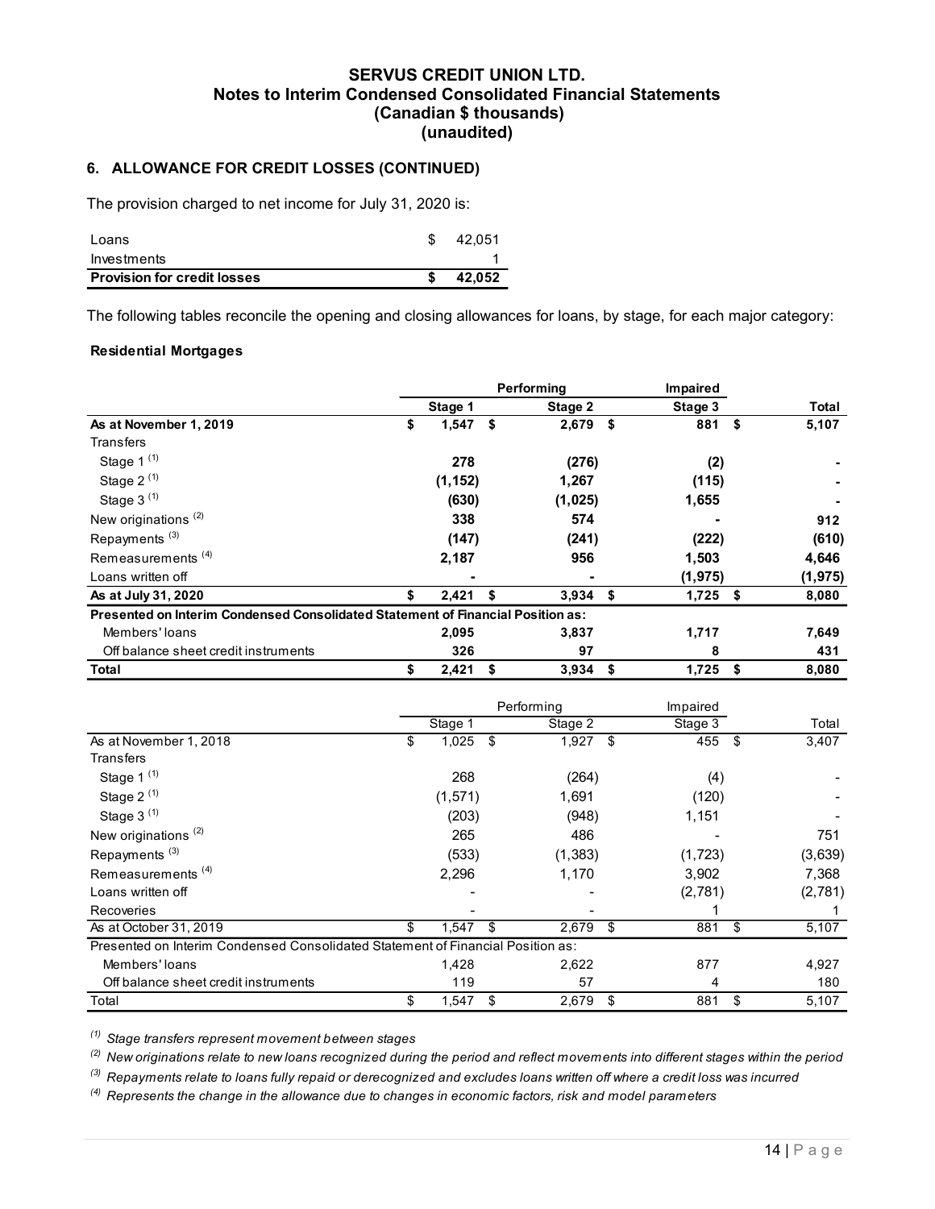**SERVUS CREDIT UNION LTD.**
**Notes to Interim Condensed Consolidated Financial Statements**
**(Canadian $ thousands)**
**(unaudited)**

## 6. ALLOWANCE FOR CREDIT LOSSES (CONTINUED)

The provision charged to net income for July 31, 2020 is:

| | |
|---|---|
| Loans | $ 42,051 |
| Investments | 1 |
| **Provision for credit losses** | **$ 42,052** |

The following tables reconcile the opening and closing allowances for loans, by stage, for each major category:

**Residential Mortgages**

| | Performing | | Impaired | |
|---|---|---|---|---|
| | **Stage 1** | **Stage 2** | **Stage 3** | **Total** |
| **As at November 1, 2019** | **$ 1,547** | **$ 2,679** | **$ 881** | **$ 5,107** |
| Transfers | | | | |
| Stage 1 [(1)] | **278** | **(276)** | **(2)** | **-** |
| Stage 2 [(1)] | **(1,152)** | **1,267** | **(115)** | **-** |
| Stage 3 [(1)] | **(630)** | **(1,025)** | **1,655** | **-** |
| New originations [(2)] | **338** | **574** | **-** | **912** |
| Repayments [(3)] | **(147)** | **(241)** | **(222)** | **(610)** |
| Remeasurements [(4)] | **2,187** | **956** | **1,503** | **4,646** |
| Loans written off | **-** | **-** | **(1,975)** | **(1,975)** |
| **As at July 31, 2020** | **$ 2,421** | **$ 3,934** | **$ 1,725** | **$ 8,080** |
| **Presented on Interim Condensed Consolidated Statement of Financial Position as:** | | | | |
| Members' loans | **2,095** | **3,837** | **1,717** | **7,649** |
| Off balance sheet credit instruments | **326** | **97** | **8** | **431** |
| **Total** | **$ 2,421** | **$ 3,934** | **$ 1,725** | **$ 8,080** |

| | Performing | | Impaired | |
|---|---|---|---|---|
| | Stage 1 | Stage 2 | Stage 3 | Total |
| As at November 1, 2018 | $ 1,025 | $ 1,927 | $ 455 | $ 3,407 |
| Transfers | | | | |
| Stage 1 [(1)] | 268 | (264) | (4) | - |
| Stage 2 [(1)] | (1,571) | 1,691 | (120) | - |
| Stage 3 [(1)] | (203) | (948) | 1,151 | - |
| New originations [(2)] | 265 | 486 | - | 751 |
| Repayments [(3)] | (533) | (1,383) | (1,723) | (3,639) |
| Remeasurements [(4)] | 2,296 | 1,170 | 3,902 | 7,368 |
| Loans written off | - | - | (2,781) | (2,781) |
| Recoveries | - | - | 1 | 1 |
| As at October 31, 2019 | $ 1,547 | $ 2,679 | $ 881 | $ 5,107 |
| Presented on Interim Condensed Consolidated Statement of Financial Position as: | | | | |
| Members' loans | 1,428 | 2,622 | 877 | 4,927 |
| Off balance sheet credit instruments | 119 | 57 | 4 | 180 |
| Total | $ 1,547 | $ 2,679 | $ 881 | $ 5,107 |

*(1) Stage transfers represent movement between stages*

*(2) New originations relate to new loans recognized during the period and reflect movements into different stages within the period*

*(3) Repayments relate to loans fully repaid or derecognized and excludes loans written off where a credit loss was incurred*

*(4) Represents the change in the allowance due to changes in economic factors, risk and model parameters*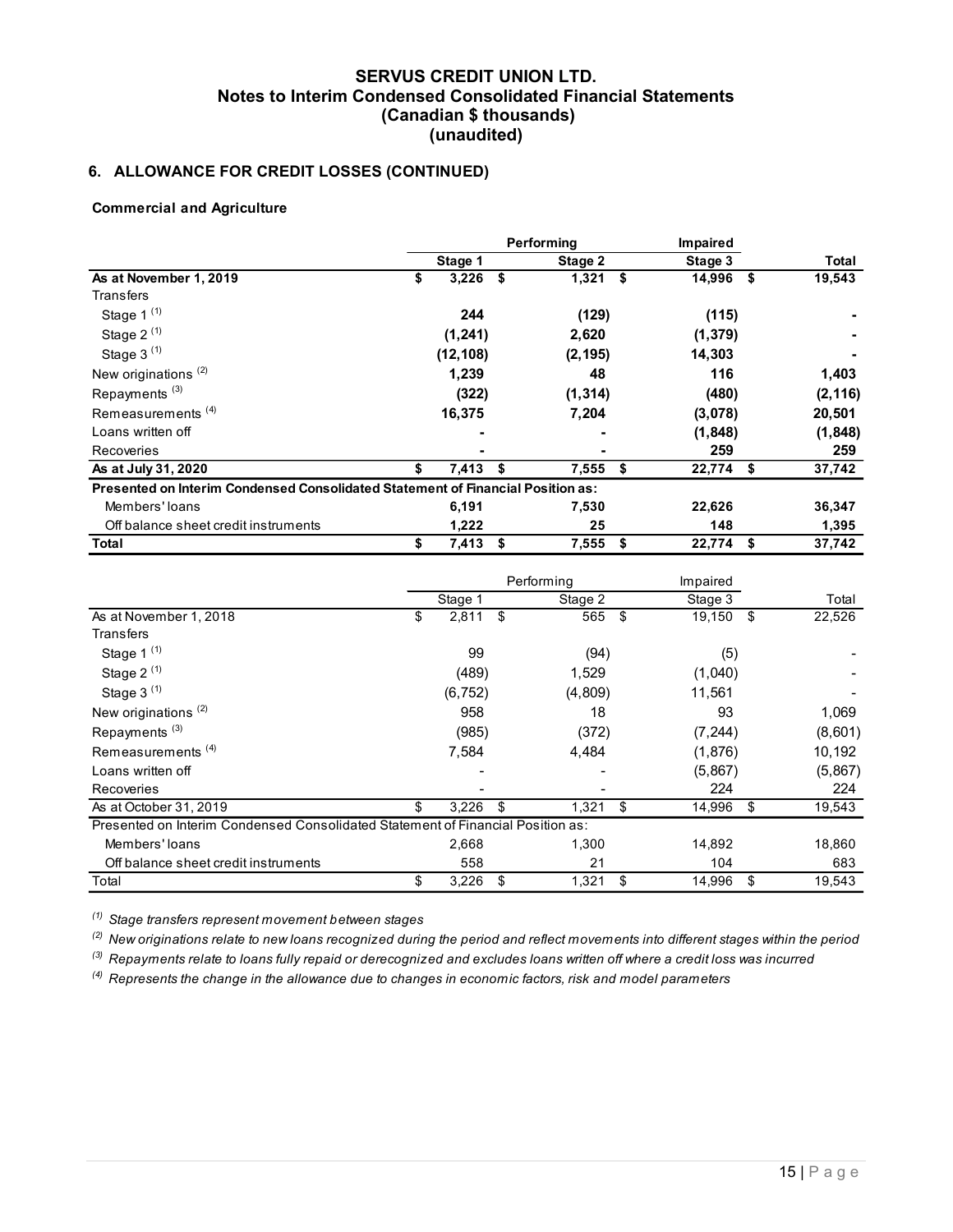**SERVUS CREDIT UNION LTD.**
**Notes to Interim Condensed Consolidated Financial Statements**
**(Canadian $ thousands)**
**(unaudited)**

## 6. ALLOWANCE FOR CREDIT LOSSES (CONTINUED)

**Commercial and Agriculture**

| | Performing | | Impaired | |
|---|---|---|---|---|
| | **Stage 1** | **Stage 2** | **Stage 3** | **Total** |
| **As at November 1, 2019** | **$ 3,226** | **$ 1,321** | **$ 14,996** | **$ 19,543** |
| Transfers | | | | |
| Stage 1 [1] | **244** | **(129)** | **(115)** | **-** |
| Stage 2 [1] | **(1,241)** | **2,620** | **(1,379)** | **-** |
| Stage 3 [1] | **(12,108)** | **(2,195)** | **14,303** | **-** |
| New originations [2] | **1,239** | **48** | **116** | **1,403** |
| Repayments [3] | **(322)** | **(1,314)** | **(480)** | **(2,116)** |
| Remeasurements [4] | **16,375** | **7,204** | **(3,078)** | **20,501** |
| Loans written off | **-** | **-** | **(1,848)** | **(1,848)** |
| Recoveries | **-** | **-** | **259** | **259** |
| **As at July 31, 2020** | **$ 7,413** | **$ 7,555** | **$ 22,774** | **$ 37,742** |
| **Presented on Interim Condensed Consolidated Statement of Financial Position as:** | | | | |
| Members' loans | **6,191** | **7,530** | **22,626** | **36,347** |
| Off balance sheet credit instruments | **1,222** | **25** | **148** | **1,395** |
| **Total** | **$ 7,413** | **$ 7,555** | **$ 22,774** | **$ 37,742** |

| | Performing | | Impaired | |
|---|---|---|---|---|
| | Stage 1 | Stage 2 | Stage 3 | Total |
| As at November 1, 2018 | $ 2,811 | $ 565 | $ 19,150 | $ 22,526 |
| Transfers | | | | |
| Stage 1 [1] | 99 | (94) | (5) | - |
| Stage 2 [1] | (489) | 1,529 | (1,040) | - |
| Stage 3 [1] | (6,752) | (4,809) | 11,561 | - |
| New originations [2] | 958 | 18 | 93 | 1,069 |
| Repayments [3] | (985) | (372) | (7,244) | (8,601) |
| Remeasurements [4] | 7,584 | 4,484 | (1,876) | 10,192 |
| Loans written off | - | - | (5,867) | (5,867) |
| Recoveries | - | - | 224 | 224 |
| As at October 31, 2019 | $ 3,226 | $ 1,321 | $ 14,996 | $ 19,543 |
| Presented on Interim Condensed Consolidated Statement of Financial Position as: | | | | |
| Members' loans | 2,668 | 1,300 | 14,892 | 18,860 |
| Off balance sheet credit instruments | 558 | 21 | 104 | 683 |
| Total | $ 3,226 | $ 1,321 | $ 14,996 | $ 19,543 |

*[1] Stage transfers represent movement between stages*

*[2] New originations relate to new loans recognized during the period and reflect movements into different stages within the period*

*[3] Repayments relate to loans fully repaid or derecognized and excludes loans written off where a credit loss was incurred*

*[4] Represents the change in the allowance due to changes in economic factors, risk and model parameters*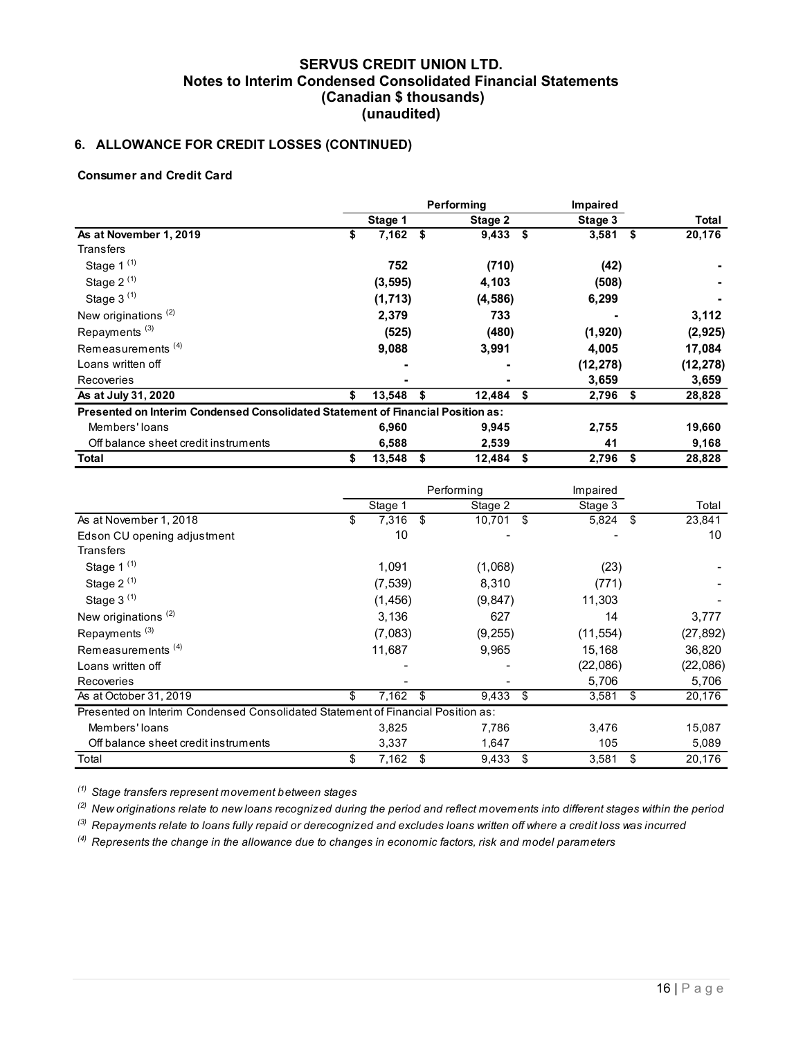**SERVUS CREDIT UNION LTD.**
**Notes to Interim Condensed Consolidated Financial Statements**
**(Canadian $ thousands)**
**(unaudited)**

## 6. ALLOWANCE FOR CREDIT LOSSES (CONTINUED)

**Consumer and Credit Card**

| | Performing | | Impaired | |
|---|---|---|---|---|
| | **Stage 1** | **Stage 2** | **Stage 3** | **Total** |
| **As at November 1, 2019** | **$ 7,162** | **$ 9,433** | **$ 3,581** | **$ 20,176** |
| Transfers | | | | |
| Stage 1 [(1)] | **752** | **(710)** | **(42)** | **-** |
| Stage 2 [(1)] | **(3,595)** | **4,103** | **(508)** | **-** |
| Stage 3 [(1)] | **(1,713)** | **(4,586)** | **6,299** | **-** |
| New originations [(2)] | **2,379** | **733** | **-** | **3,112** |
| Repayments [(3)] | **(525)** | **(480)** | **(1,920)** | **(2,925)** |
| Remeasurements [(4)] | **9,088** | **3,991** | **4,005** | **17,084** |
| Loans written off | **-** | **-** | **(12,278)** | **(12,278)** |
| Recoveries | **-** | **-** | **3,659** | **3,659** |
| **As at July 31, 2020** | **$ 13,548** | **$ 12,484** | **$ 2,796** | **$ 28,828** |
| **Presented on Interim Condensed Consolidated Statement of Financial Position as:** | | | | |
| Members' loans | **6,960** | **9,945** | **2,755** | **19,660** |
| Off balance sheet credit instruments | **6,588** | **2,539** | **41** | **9,168** |
| **Total** | **$ 13,548** | **$ 12,484** | **$ 2,796** | **$ 28,828** |

| | Performing | | Impaired | |
|---|---|---|---|---|
| | Stage 1 | Stage 2 | Stage 3 | Total |
| As at November 1, 2018 | $ 7,316 | $ 10,701 | $ 5,824 | $ 23,841 |
| Edson CU opening adjustment | 10 | - | - | 10 |
| Transfers | | | | |
| Stage 1 [(1)] | 1,091 | (1,068) | (23) | - |
| Stage 2 [(1)] | (7,539) | 8,310 | (771) | - |
| Stage 3 [(1)] | (1,456) | (9,847) | 11,303 | - |
| New originations [(2)] | 3,136 | 627 | 14 | 3,777 |
| Repayments [(3)] | (7,083) | (9,255) | (11,554) | (27,892) |
| Remeasurements [(4)] | 11,687 | 9,965 | 15,168 | 36,820 |
| Loans written off | - | - | (22,086) | (22,086) |
| Recoveries | - | - | 5,706 | 5,706 |
| As at October 31, 2019 | $ 7,162 | $ 9,433 | $ 3,581 | $ 20,176 |
| Presented on Interim Condensed Consolidated Statement of Financial Position as: | | | | |
| Members' loans | 3,825 | 7,786 | 3,476 | 15,087 |
| Off balance sheet credit instruments | 3,337 | 1,647 | 105 | 5,089 |
| Total | $ 7,162 | $ 9,433 | $ 3,581 | $ 20,176 |

*(1) Stage transfers represent movement between stages*

*(2) New originations relate to new loans recognized during the period and reflect movements into different stages within the period*

*(3) Repayments relate to loans fully repaid or derecognized and excludes loans written off where a credit loss was incurred*

*(4) Represents the change in the allowance due to changes in economic factors, risk and model parameters*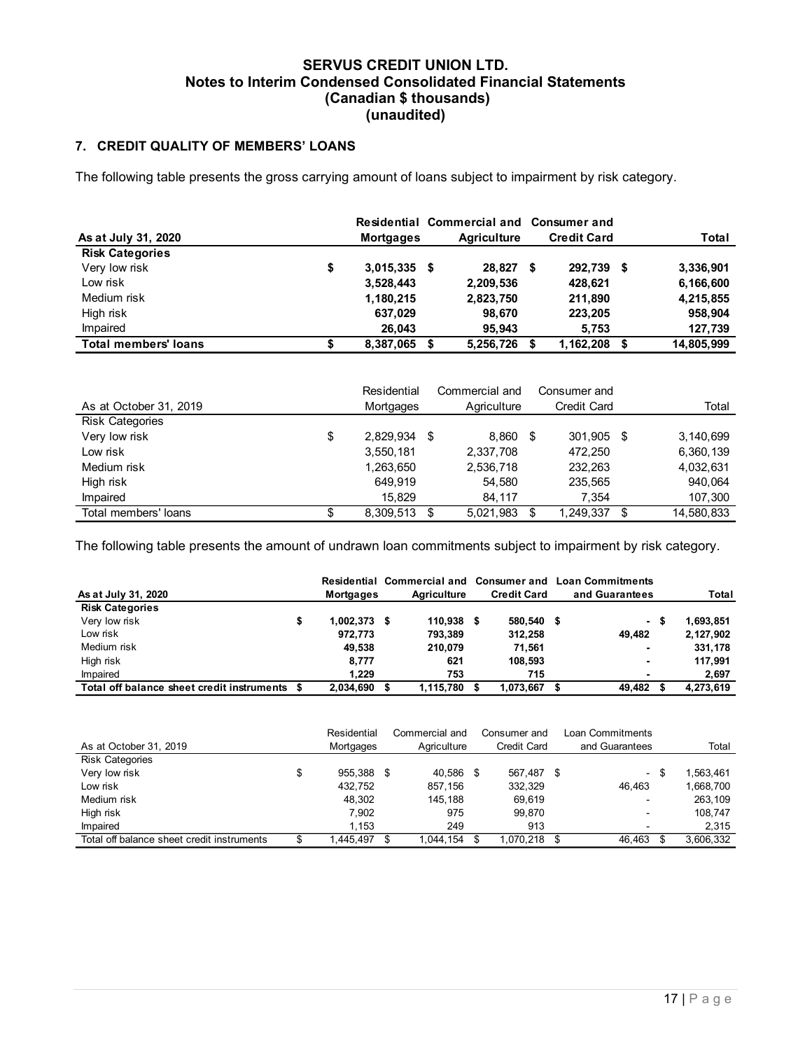# SERVUS CREDIT UNION LTD.
## Notes to Interim Condensed Consolidated Financial Statements
## (Canadian $ thousands)
## (unaudited)

### 7. CREDIT QUALITY OF MEMBERS' LOANS

The following table presents the gross carrying amount of loans subject to impairment by risk category.

| **As at July 31, 2020** | **Residential Mortgages** | **Commercial and Agriculture** | **Consumer and Credit Card** | **Total** |
|---|---|---|---|---|
| **Risk Categories** | | | | |
| Very low risk | **$ 3,015,335** | **$ 28,827** | **$ 292,739** | **$ 3,336,901** |
| Low risk | **3,528,443** | **2,209,536** | **428,621** | **6,166,600** |
| Medium risk | **1,180,215** | **2,823,750** | **211,890** | **4,215,855** |
| High risk | **637,029** | **98,670** | **223,205** | **958,904** |
| Impaired | **26,043** | **95,943** | **5,753** | **127,739** |
| **Total members' loans** | **$ 8,387,065** | **$ 5,256,726** | **$ 1,162,208** | **$ 14,805,999** |

| As at October 31, 2019 | Residential Mortgages | Commercial and Agriculture | Consumer and Credit Card | Total |
|---|---|---|---|---|
| Risk Categories | | | | |
| Very low risk | $ 2,829,934 | $ 8,860 | $ 301,905 | $ 3,140,699 |
| Low risk | 3,550,181 | 2,337,708 | 472,250 | 6,360,139 |
| Medium risk | 1,263,650 | 2,536,718 | 232,263 | 4,032,631 |
| High risk | 649,919 | 54,580 | 235,565 | 940,064 |
| Impaired | 15,829 | 84,117 | 7,354 | 107,300 |
| Total members' loans | $ 8,309,513 | $ 5,021,983 | $ 1,249,337 | $ 14,580,833 |

The following table presents the amount of undrawn loan commitments subject to impairment by risk category.

| **As at July 31, 2020** | **Residential Mortgages** | **Commercial and Agriculture** | **Consumer and Credit Card** | **Loan Commitments and Guarantees** | **Total** |
|---|---|---|---|---|---|
| **Risk Categories** | | | | | |
| Very low risk | **$ 1,002,373** | **$ 110,938** | **$ 580,540** | **$ -** | **$ 1,693,851** |
| Low risk | **972,773** | **793,389** | **312,258** | **49,482** | **2,127,902** |
| Medium risk | **49,538** | **210,079** | **71,561** | **-** | **331,178** |
| High risk | **8,777** | **621** | **108,593** | **-** | **117,991** |
| Impaired | **1,229** | **753** | **715** | **-** | **2,697** |
| **Total off balance sheet credit instruments** | **$ 2,034,690** | **$ 1,115,780** | **$ 1,073,667** | **$ 49,482** | **$ 4,273,619** |

| As at October 31, 2019 | Residential Mortgages | Commercial and Agriculture | Consumer and Credit Card | Loan Commitments and Guarantees | Total |
|---|---|---|---|---|---|
| Risk Categories | | | | | |
| Very low risk | $ 955,388 | $ 40,586 | $ 567,487 | $ - | $ 1,563,461 |
| Low risk | 432,752 | 857,156 | 332,329 | 46,463 | 1,668,700 |
| Medium risk | 48,302 | 145,188 | 69,619 | - | 263,109 |
| High risk | 7,902 | 975 | 99,870 | - | 108,747 |
| Impaired | 1,153 | 249 | 913 | - | 2,315 |
| Total off balance sheet credit instruments | $ 1,445,497 | $ 1,044,154 | $ 1,070,218 | $ 46,463 | $ 3,606,332 |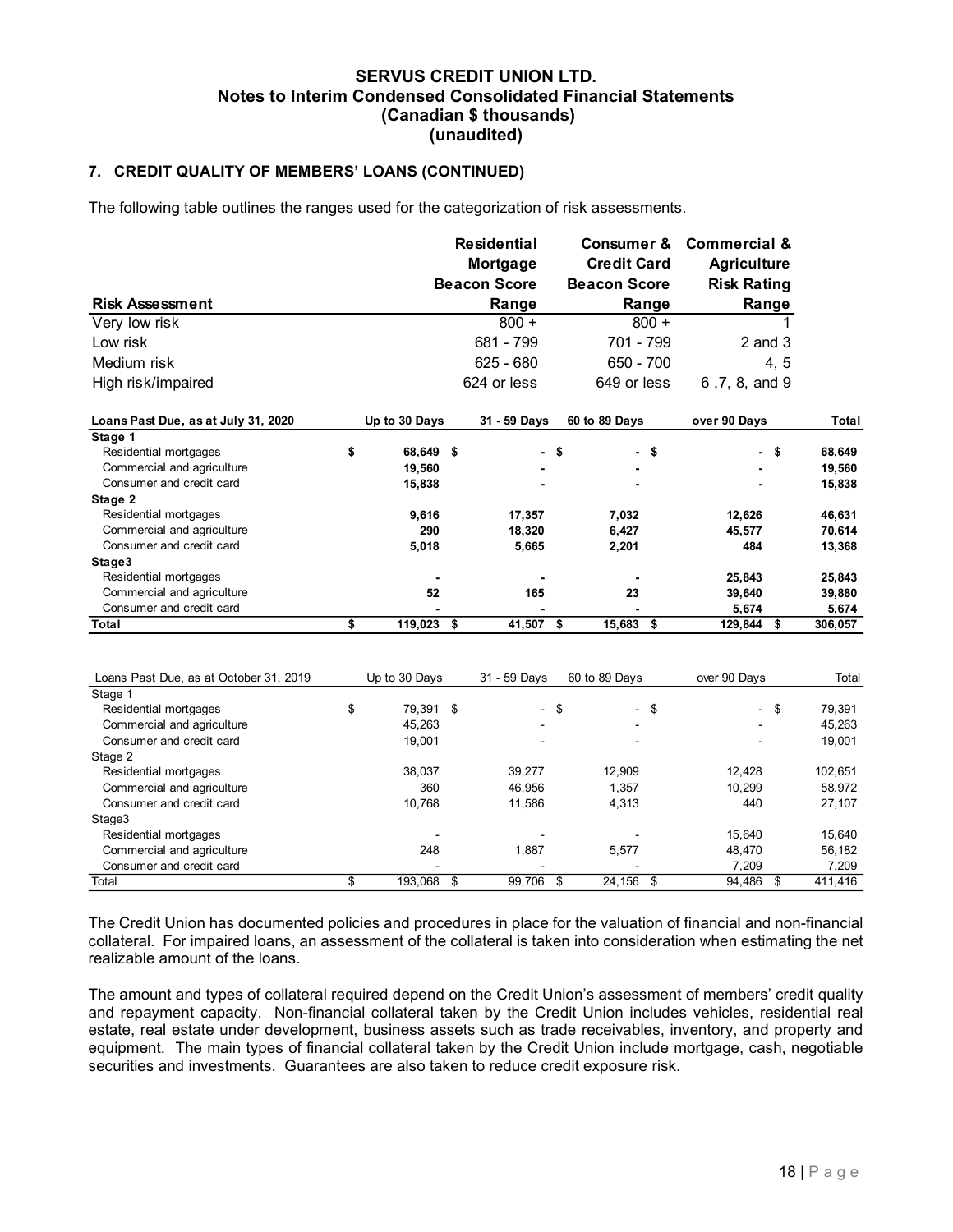# SERVUS CREDIT UNION LTD.
## Notes to Interim Condensed Consolidated Financial Statements
## (Canadian $ thousands)
## (unaudited)

### 7. CREDIT QUALITY OF MEMBERS' LOANS (CONTINUED)

The following table outlines the ranges used for the categorization of risk assessments.

| Risk Assessment | Residential Mortgage Beacon Score Range | Consumer & Credit Card Beacon Score Range | Commercial & Agriculture Risk Rating Range |
|---|---|---|---|
| Very low risk | 800 + | 800 + | 1 |
| Low risk | 681 - 799 | 701 - 799 | 2 and 3 |
| Medium risk | 625 - 680 | 650 - 700 | 4, 5 |
| High risk/impaired | 624 or less | 649 or less | 6 ,7, 8, and 9 |

| **Loans Past Due, as at July 31, 2020** | **Up to 30 Days** | **31 - 59 Days** | **60 to 89 Days** | **over 90 Days** | **Total** |
|---|---|---|---|---|---|
| **Stage 1** | | | | | |
| Residential mortgages | $ 68,649 | $ - | $ - | $ - | $ 68,649 |
| Commercial and agriculture | 19,560 | - | - | - | 19,560 |
| Consumer and credit card | 15,838 | - | - | - | 15,838 |
| **Stage 2** | | | | | |
| Residential mortgages | 9,616 | 17,357 | 7,032 | 12,626 | 46,631 |
| Commercial and agriculture | 290 | 18,320 | 6,427 | 45,577 | 70,614 |
| Consumer and credit card | 5,018 | 5,665 | 2,201 | 484 | 13,368 |
| **Stage3** | | | | | |
| Residential mortgages | - | - | - | 25,843 | 25,843 |
| Commercial and agriculture | 52 | 165 | 23 | 39,640 | 39,880 |
| Consumer and credit card | - | - | - | 5,674 | 5,674 |
| **Total** | $ 119,023 | $ 41,507 | $ 15,683 | $ 129,844 | $ 306,057 |

| Loans Past Due, as at October 31, 2019 | Up to 30 Days | 31 - 59 Days | 60 to 89 Days | over 90 Days | Total |
|---|---|---|---|---|---|
| Stage 1 | | | | | |
| Residential mortgages | $ 79,391 | $ - | $ - | $ - | $ 79,391 |
| Commercial and agriculture | 45,263 | - | - | - | 45,263 |
| Consumer and credit card | 19,001 | - | - | - | 19,001 |
| Stage 2 | | | | | |
| Residential mortgages | 38,037 | 39,277 | 12,909 | 12,428 | 102,651 |
| Commercial and agriculture | 360 | 46,956 | 1,357 | 10,299 | 58,972 |
| Consumer and credit card | 10,768 | 11,586 | 4,313 | 440 | 27,107 |
| Stage3 | | | | | |
| Residential mortgages | - | - | - | 15,640 | 15,640 |
| Commercial and agriculture | 248 | 1,887 | 5,577 | 48,470 | 56,182 |
| Consumer and credit card | - | - | - | 7,209 | 7,209 |
| Total | $ 193,068 | $ 99,706 | $ 24,156 | $ 94,486 | $ 411,416 |

The Credit Union has documented policies and procedures in place for the valuation of financial and non-financial collateral. For impaired loans, an assessment of the collateral is taken into consideration when estimating the net realizable amount of the loans.

The amount and types of collateral required depend on the Credit Union's assessment of members' credit quality and repayment capacity. Non-financial collateral taken by the Credit Union includes vehicles, residential real estate, real estate under development, business assets such as trade receivables, inventory, and property and equipment. The main types of financial collateral taken by the Credit Union include mortgage, cash, negotiable securities and investments. Guarantees are also taken to reduce credit exposure risk.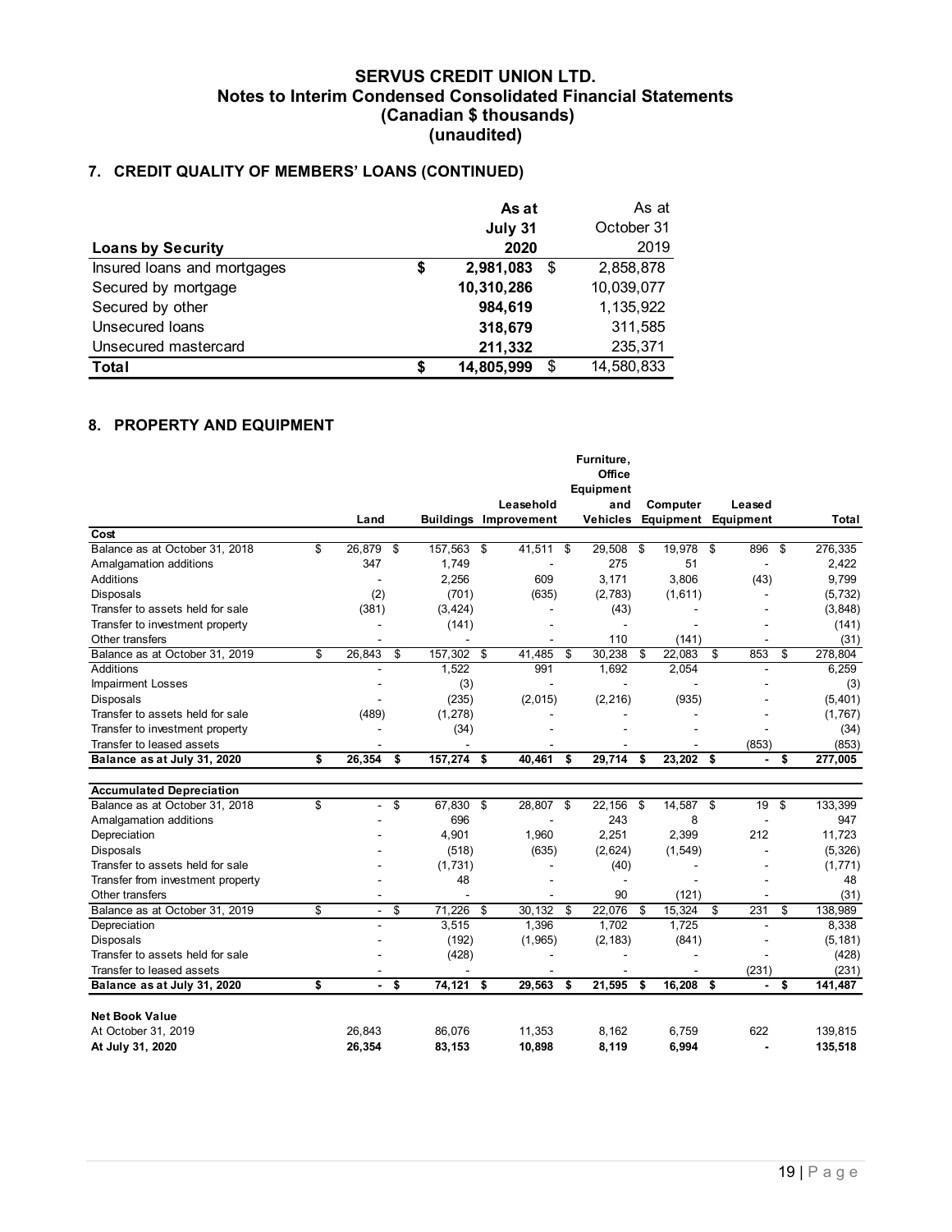# SERVUS CREDIT UNION LTD.
## Notes to Interim Condensed Consolidated Financial Statements
## (Canadian $ thousands)
## (unaudited)

### 7. CREDIT QUALITY OF MEMBERS' LOANS (CONTINUED)

| Loans by Security | As at July 31 2020 | As at October 31 2019 |
|---|---|---|
| Insured loans and mortgages | $ 2,981,083 | $ 2,858,878 |
| Secured by mortgage | 10,310,286 | 10,039,077 |
| Secured by other | 984,619 | 1,135,922 |
| Unsecured loans | 318,679 | 311,585 |
| Unsecured mastercard | 211,332 | 235,371 |
| **Total** | **$ 14,805,999** | $ 14,580,833 |

### 8. PROPERTY AND EQUIPMENT

| | Land | Buildings | Leasehold Improvement | Furniture, Office Equipment and Vehicles | Computer Equipment | Leased Equipment | Total |
|---|---|---|---|---|---|---|---|
| **Cost** | | | | | | | |
| Balance as at October 31, 2018 | $ 26,879 | $ 157,563 | $ 41,511 | $ 29,508 | $ 19,978 | $ 896 | $ 276,335 |
| Amalgamation additions | 347 | 1,749 | - | 275 | 51 | - | 2,422 |
| Additions | - | 2,256 | 609 | 3,171 | 3,806 | (43) | 9,799 |
| Disposals | (2) | (701) | (635) | (2,783) | (1,611) | - | (5,732) |
| Transfer to assets held for sale | (381) | (3,424) | - | (43) | - | - | (3,848) |
| Transfer to investment property | - | (141) | - | - | - | - | (141) |
| Other transfers | - | - | - | 110 | (141) | - | (31) |
| Balance as at October 31, 2019 | $ 26,843 | $ 157,302 | $ 41,485 | $ 30,238 | $ 22,083 | $ 853 | $ 278,804 |
| Additions | - | 1,522 | 991 | 1,692 | 2,054 | - | 6,259 |
| Impairment Losses | - | (3) | - | - | - | - | (3) |
| Disposals | - | (235) | (2,015) | (2,216) | (935) | - | (5,401) |
| Transfer to assets held for sale | (489) | (1,278) | - | - | - | - | (1,767) |
| Transfer to investment property | - | (34) | - | - | - | - | (34) |
| Transfer to leased assets | - | - | - | - | - | (853) | (853) |
| **Balance as at July 31, 2020** | **$ 26,354** | **$ 157,274** | **$ 40,461** | **$ 29,714** | **$ 23,202** | **$ -** | **$ 277,005** |
| **Accumulated Depreciation** | | | | | | | |
| Balance as at October 31, 2018 | $ - | $ 67,830 | $ 28,807 | $ 22,156 | $ 14,587 | $ 19 | $ 133,399 |
| Amalgamation additions | - | 696 | - | 243 | 8 | - | 947 |
| Depreciation | - | 4,901 | 1,960 | 2,251 | 2,399 | 212 | 11,723 |
| Disposals | - | (518) | (635) | (2,624) | (1,549) | - | (5,326) |
| Transfer to assets held for sale | - | (1,731) | - | (40) | - | - | (1,771) |
| Transfer from investment property | - | 48 | - | - | - | - | 48 |
| Other transfers | - | - | - | 90 | (121) | - | (31) |
| Balance as at October 31, 2019 | $ - | $ 71,226 | $ 30,132 | $ 22,076 | $ 15,324 | $ 231 | $ 138,989 |
| Depreciation | - | 3,515 | 1,396 | 1,702 | 1,725 | - | 8,338 |
| Disposals | - | (192) | (1,965) | (2,183) | (841) | - | (5,181) |
| Transfer to assets held for sale | - | (428) | - | - | - | - | (428) |
| Transfer to leased assets | - | - | - | - | - | (231) | (231) |
| **Balance as at July 31, 2020** | **$ -** | **$ 74,121** | **$ 29,563** | **$ 21,595** | **$ 16,208** | **$ -** | **$ 141,487** |
| **Net Book Value** | | | | | | | |
| At October 31, 2019 | 26,843 | 86,076 | 11,353 | 8,162 | 6,759 | 622 | 139,815 |
| **At July 31, 2020** | **26,354** | **83,153** | **10,898** | **8,119** | **6,994** | **-** | **135,518** |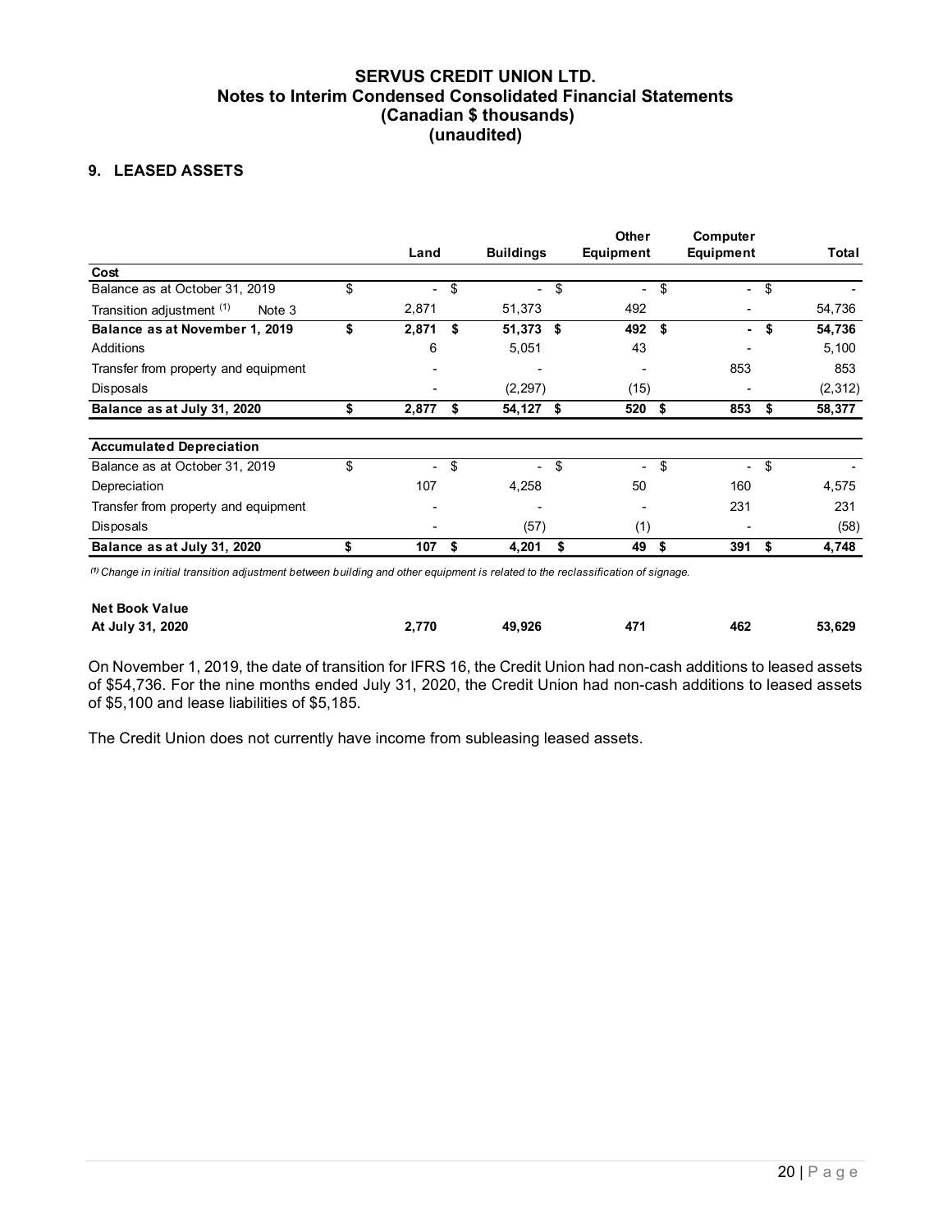# SERVUS CREDIT UNION LTD.
## Notes to Interim Condensed Consolidated Financial Statements
## (Canadian $ thousands)
## (unaudited)

### 9. LEASED ASSETS

| | Land | Buildings | Other Equipment | Computer Equipment | Total |
|---|---|---|---|---|---|
| **Cost** | | | | | |
| Balance as at October 31, 2019 | $ - | $ - | $ - | $ - | $ - |
| Transition adjustment [(1)] Note 3 | 2,871 | 51,373 | 492 | - | 54,736 |
| **Balance as at November 1, 2019** | **$ 2,871** | **$ 51,373** | **$ 492** | **$ -** | **$ 54,736** |
| Additions | 6 | 5,051 | 43 | - | 5,100 |
| Transfer from property and equipment | - | - | - | 853 | 853 |
| Disposals | - | (2,297) | (15) | - | (2,312) |
| **Balance as at July 31, 2020** | **$ 2,877** | **$ 54,127** | **$ 520** | **$ 853** | **$ 58,377** |
| | | | | | |
| **Accumulated Depreciation** | | | | | |
| Balance as at October 31, 2019 | $ - | $ - | $ - | $ - | $ - |
| Depreciation | 107 | 4,258 | 50 | 160 | 4,575 |
| Transfer from property and equipment | - | - | - | 231 | 231 |
| Disposals | - | (57) | (1) | - | (58) |
| **Balance as at July 31, 2020** | **$ 107** | **$ 4,201** | **$ 49** | **$ 391** | **$ 4,748** |
| | | | | | |
| **Net Book Value** | | | | | |
| **At July 31, 2020** | **2,770** | **49,926** | **471** | **462** | **53,629** |

*[(1)] Change in initial transition adjustment between building and other equipment is related to the reclassification of signage.*

On November 1, 2019, the date of transition for IFRS 16, the Credit Union had non-cash additions to leased assets of $54,736. For the nine months ended July 31, 2020, the Credit Union had non-cash additions to leased assets of $5,100 and lease liabilities of $5,185.

The Credit Union does not currently have income from subleasing leased assets.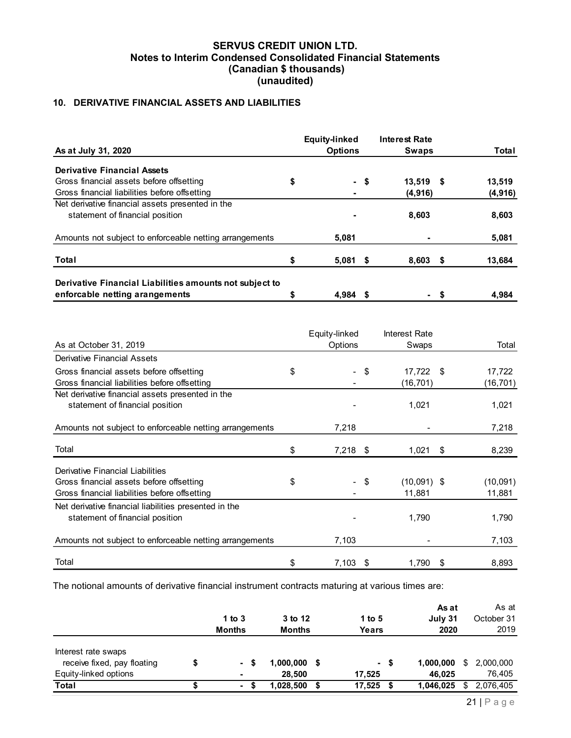**SERVUS CREDIT UNION LTD.**
**Notes to Interim Condensed Consolidated Financial Statements**
**(Canadian $ thousands)**
**(unaudited)**

## 10. DERIVATIVE FINANCIAL ASSETS AND LIABILITIES

| As at July 31, 2020 | Equity-linked Options | Interest Rate Swaps | Total |
|---|---|---|---|
| **Derivative Financial Assets** | | | |
| Gross financial assets before offsetting | $ - | $ 13,519 | $ 13,519 |
| Gross financial liabilities before offsetting | - | (4,916) | (4,916) |
| Net derivative financial assets presented in the statement of financial position | - | 8,603 | 8,603 |
| Amounts not subject to enforceable netting arrangements | 5,081 | - | 5,081 |
| **Total** | $ 5,081 | $ 8,603 | $ 13,684 |
| **Derivative Financial Liabilities amounts not subject to enforcable netting arangements** | $ 4,984 | $ - | $ 4,984 |

| As at October 31, 2019 | Equity-linked Options | Interest Rate Swaps | Total |
|---|---|---|---|
| Derivative Financial Assets | | | |
| Gross financial assets before offsetting | $ - | $ 17,722 | $ 17,722 |
| Gross financial liabilities before offsetting | - | (16,701) | (16,701) |
| Net derivative financial assets presented in the statement of financial position | - | 1,021 | 1,021 |
| Amounts not subject to enforceable netting arrangements | 7,218 | - | 7,218 |
| Total | $ 7,218 | $ 1,021 | $ 8,239 |
| Derivative Financial Liabilities | | | |
| Gross financial assets before offsetting | $ - | $ (10,091) | $ (10,091) |
| Gross financial liabilities before offsetting | - | 11,881 | 11,881 |
| Net derivative financial liabilities presented in the statement of financial position | - | 1,790 | 1,790 |
| Amounts not subject to enforceable netting arrangements | 7,103 | - | 7,103 |
| Total | $ 7,103 | $ 1,790 | $ 8,893 |

The notional amounts of derivative financial instrument contracts maturing at various times are:

| | 1 to 3 Months | 3 to 12 Months | 1 to 5 Years | As at July 31 2020 | As at October 31 2019 |
|---|---|---|---|---|---|
| Interest rate swaps | | | | | |
| receive fixed, pay floating | $ - | $ 1,000,000 | $ - | $ 1,000,000 | $ 2,000,000 |
| Equity-linked options | - | 28,500 | 17,525 | 46,025 | 76,405 |
| **Total** | $ - | $ 1,028,500 | $ 17,525 | $ 1,046,025 | $ 2,076,405 |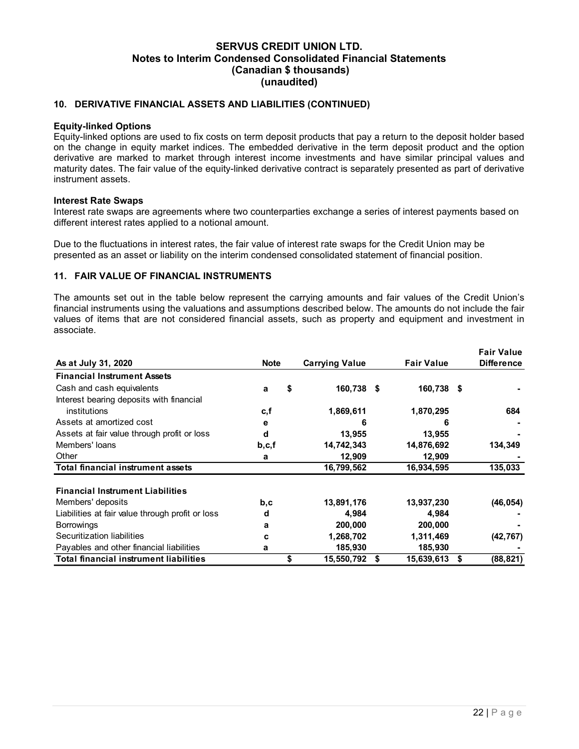**SERVUS CREDIT UNION LTD.**
**Notes to Interim Condensed Consolidated Financial Statements**
**(Canadian $ thousands)**
**(unaudited)**

## 10. DERIVATIVE FINANCIAL ASSETS AND LIABILITIES (CONTINUED)

**Equity-linked Options**

Equity-linked options are used to fix costs on term deposit products that pay a return to the deposit holder based on the change in equity market indices. The embedded derivative in the term deposit product and the option derivative are marked to market through interest income investments and have similar principal values and maturity dates. The fair value of the equity-linked derivative contract is separately presented as part of derivative instrument assets.

**Interest Rate Swaps**

Interest rate swaps are agreements where two counterparties exchange a series of interest payments based on different interest rates applied to a notional amount.

Due to the fluctuations in interest rates, the fair value of interest rate swaps for the Credit Union may be presented as an asset or liability on the interim condensed consolidated statement of financial position.

## 11. FAIR VALUE OF FINANCIAL INSTRUMENTS

The amounts set out in the table below represent the carrying amounts and fair values of the Credit Union's financial instruments using the valuations and assumptions described below. The amounts do not include the fair values of items that are not considered financial assets, such as property and equipment and investment in associate.

| As at July 31, 2020 | Note | Carrying Value | Fair Value | Fair Value Difference |
|---|---|---|---|---|
| **Financial Instrument Assets** | | | | |
| Cash and cash equivalents | a | $ 160,738 | $ 160,738 | $ - |
| Interest bearing deposits with financial institutions | c,f | 1,869,611 | 1,870,295 | 684 |
| Assets at amortized cost | e | 6 | 6 | - |
| Assets at fair value through profit or loss | d | 13,955 | 13,955 | - |
| Members' loans | b,c,f | 14,742,343 | 14,876,692 | 134,349 |
| Other | a | 12,909 | 12,909 | - |
| **Total financial instrument assets** | | **16,799,562** | **16,934,595** | **135,033** |
| **Financial Instrument Liabilities** | | | | |
| Members' deposits | b,c | 13,891,176 | 13,937,230 | (46,054) |
| Liabilities at fair value through profit or loss | d | 4,984 | 4,984 | - |
| Borrowings | a | 200,000 | 200,000 | - |
| Securitization liabilities | c | 1,268,702 | 1,311,469 | (42,767) |
| Payables and other financial liabilities | a | 185,930 | 185,930 | - |
| **Total financial instrument liabilities** | | **$ 15,550,792** | **$ 15,639,613** | **$ (88,821)** |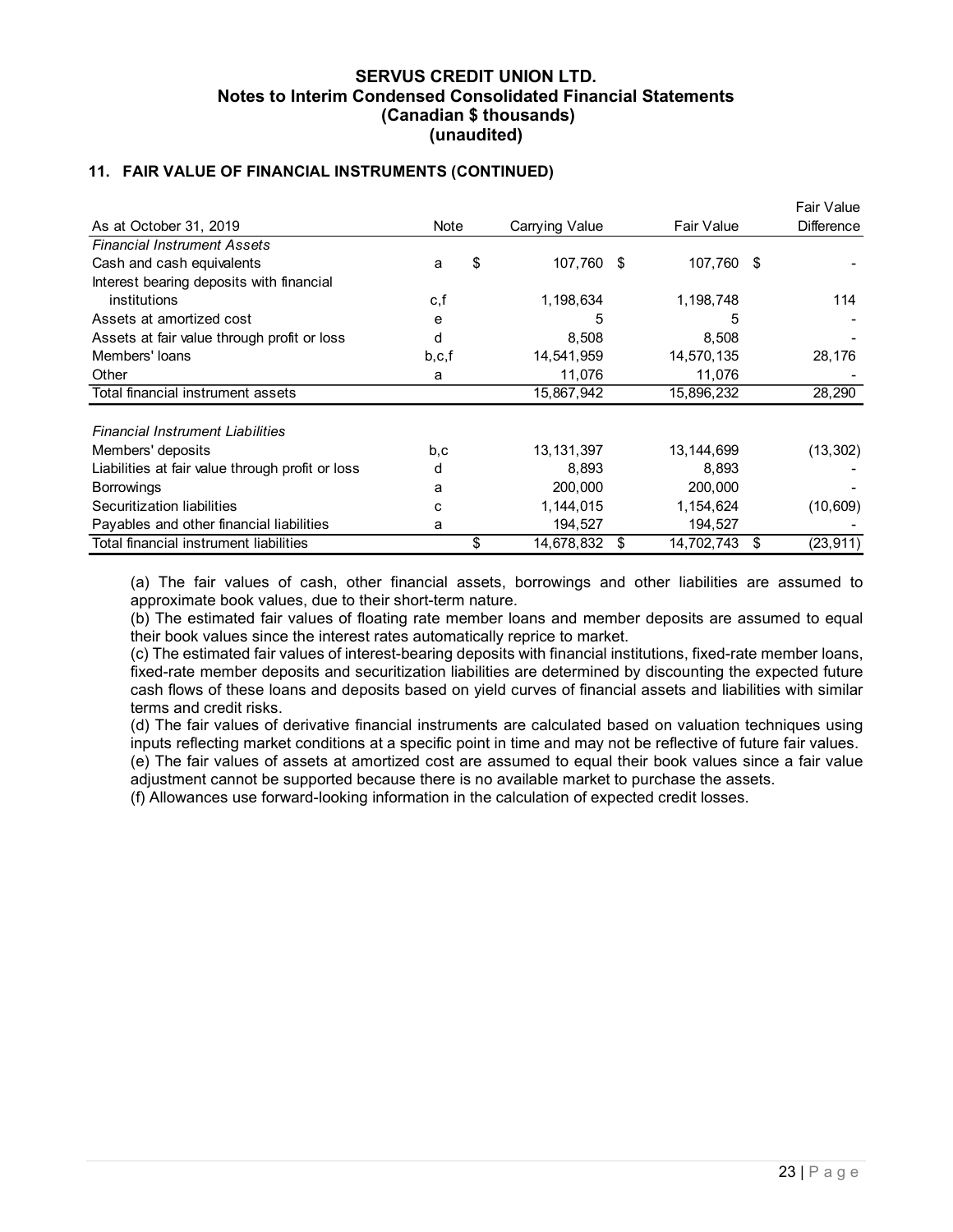# SERVUS CREDIT UNION LTD.
## Notes to Interim Condensed Consolidated Financial Statements
## (Canadian $ thousands)
## (unaudited)

### 11. FAIR VALUE OF FINANCIAL INSTRUMENTS (CONTINUED)

| As at October 31, 2019 | Note | Carrying Value | Fair Value | Fair Value Difference |
|---|---|---|---|---|
| *Financial Instrument Assets* | | | | |
| Cash and cash equivalents | a | $ 107,760 | $ 107,760 | $ - |
| Interest bearing deposits with financial institutions | c,f | 1,198,634 | 1,198,748 | 114 |
| Assets at amortized cost | e | 5 | 5 | - |
| Assets at fair value through profit or loss | d | 8,508 | 8,508 | - |
| Members' loans | b,c,f | 14,541,959 | 14,570,135 | 28,176 |
| Other | a | 11,076 | 11,076 | - |
| Total financial instrument assets | | 15,867,942 | 15,896,232 | 28,290 |
| | | | | |
| *Financial Instrument Liabilities* | | | | |
| Members' deposits | b,c | 13,131,397 | 13,144,699 | (13,302) |
| Liabilities at fair value through profit or loss | d | 8,893 | 8,893 | - |
| Borrowings | a | 200,000 | 200,000 | - |
| Securitization liabilities | c | 1,144,015 | 1,154,624 | (10,609) |
| Payables and other financial liabilities | a | 194,527 | 194,527 | - |
| Total financial instrument liabilities | | $ 14,678,832 | $ 14,702,743 | $ (23,911) |

(a) The fair values of cash, other financial assets, borrowings and other liabilities are assumed to approximate book values, due to their short-term nature.
(b) The estimated fair values of floating rate member loans and member deposits are assumed to equal their book values since the interest rates automatically reprice to market.
(c) The estimated fair values of interest-bearing deposits with financial institutions, fixed-rate member loans, fixed-rate member deposits and securitization liabilities are determined by discounting the expected future cash flows of these loans and deposits based on yield curves of financial assets and liabilities with similar terms and credit risks.
(d) The fair values of derivative financial instruments are calculated based on valuation techniques using inputs reflecting market conditions at a specific point in time and may not be reflective of future fair values.
(e) The fair values of assets at amortized cost are assumed to equal their book values since a fair value adjustment cannot be supported because there is no available market to purchase the assets.
(f) Allowances use forward-looking information in the calculation of expected credit losses.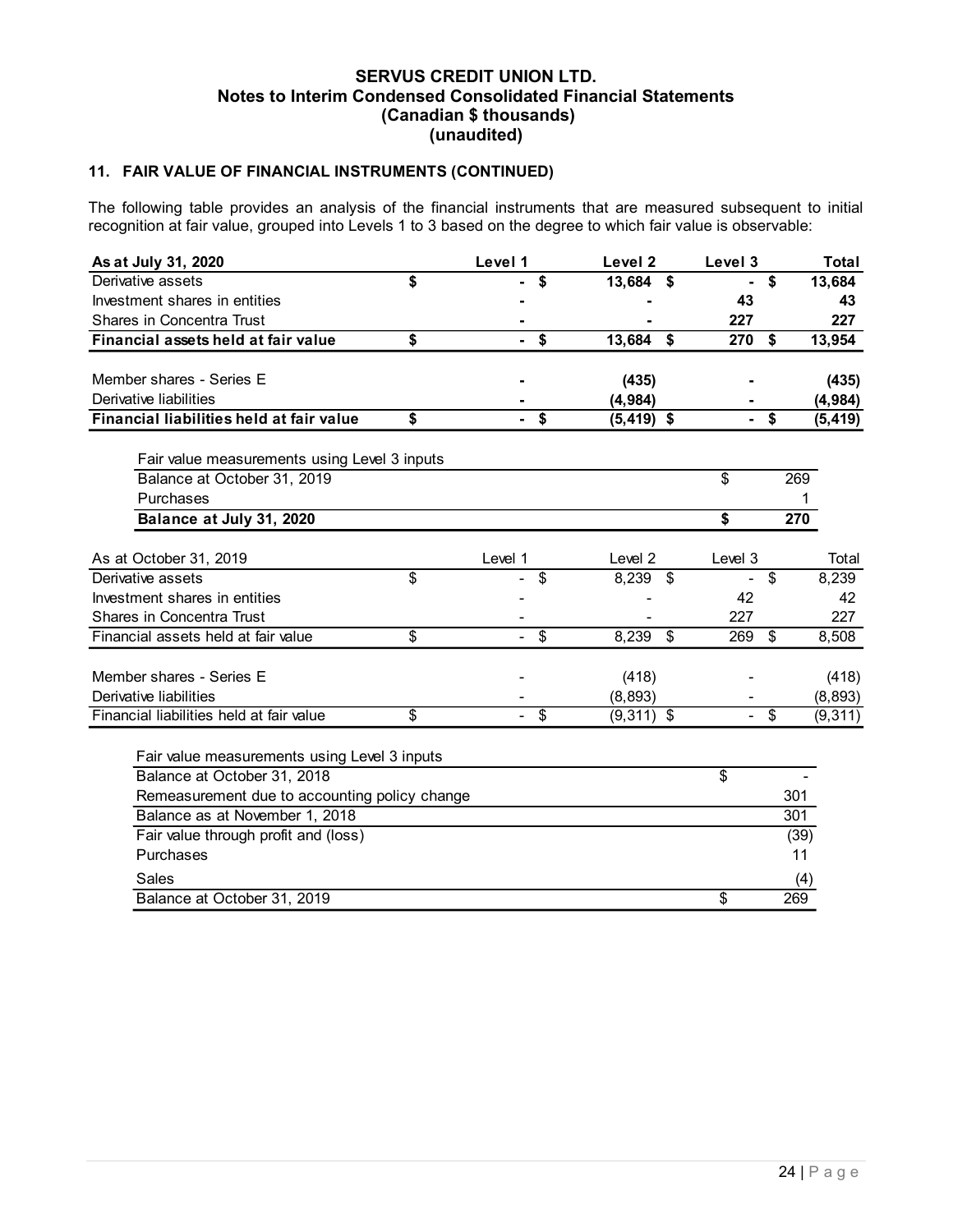**SERVUS CREDIT UNION LTD.**
**Notes to Interim Condensed Consolidated Financial Statements**
**(Canadian $ thousands)**
**(unaudited)**

## 11. FAIR VALUE OF FINANCIAL INSTRUMENTS (CONTINUED)

The following table provides an analysis of the financial instruments that are measured subsequent to initial recognition at fair value, grouped into Levels 1 to 3 based on the degree to which fair value is observable:

| **As at July 31, 2020** | **Level 1** | **Level 2** | **Level 3** | **Total** |
|---|---|---|---|---|
| Derivative assets | $ - | $ 13,684 | $ - | $ 13,684 |
| Investment shares in entities | - | - | 43 | 43 |
| Shares in Concentra Trust | - | - | 227 | 227 |
| **Financial assets held at fair value** | **$ -** | **$ 13,684** | **$ 270** | **$ 13,954** |
| | | | | |
| Member shares - Series E | - | (435) | - | (435) |
| Derivative liabilities | - | (4,984) | - | (4,984) |
| **Financial liabilities held at fair value** | **$ -** | **$ (5,419)** | **$ -** | **$ (5,419)** |

| Fair value measurements using Level 3 inputs | |
|---|---|
| Balance at October 31, 2019 | $ 269 |
| Purchases | 1 |
| **Balance at July 31, 2020** | **$ 270** |

| As at October 31, 2019 | Level 1 | Level 2 | Level 3 | Total |
|---|---|---|---|---|
| Derivative assets | $ - | $ 8,239 | $ - | $ 8,239 |
| Investment shares in entities | - | - | 42 | 42 |
| Shares in Concentra Trust | - | - | 227 | 227 |
| Financial assets held at fair value | $ - | $ 8,239 | $ 269 | $ 8,508 |
| | | | | |
| Member shares - Series E | - | (418) | - | (418) |
| Derivative liabilities | - | (8,893) | - | (8,893) |
| Financial liabilities held at fair value | $ - | $ (9,311) | $ - | $ (9,311) |

| Fair value measurements using Level 3 inputs | |
|---|---|
| Balance at October 31, 2018 | $ - |
| Remeasurement due to accounting policy change | 301 |
| Balance as at November 1, 2018 | 301 |
| Fair value through profit and (loss) | (39) |
| Purchases | 11 |
| Sales | (4) |
| Balance at October 31, 2019 | $ 269 |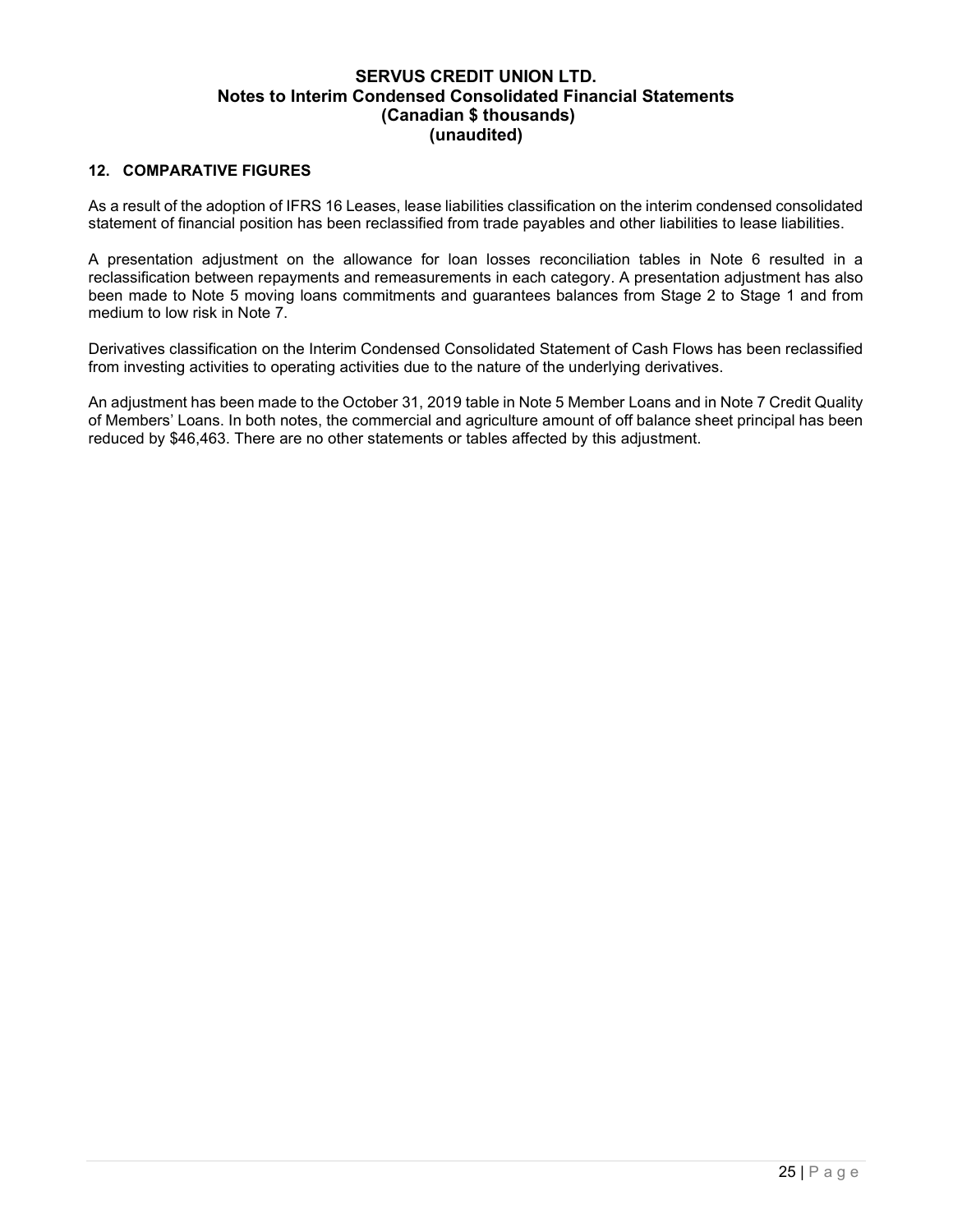## 12. COMPARATIVE FIGURES

As a result of the adoption of IFRS 16 Leases, lease liabilities classification on the interim condensed consolidated statement of financial position has been reclassified from trade payables and other liabilities to lease liabilities.

A presentation adjustment on the allowance for loan losses reconciliation tables in Note 6 resulted in a reclassification between repayments and remeasurements in each category. A presentation adjustment has also been made to Note 5 moving loans commitments and guarantees balances from Stage 2 to Stage 1 and from medium to low risk in Note 7.

Derivatives classification on the Interim Condensed Consolidated Statement of Cash Flows has been reclassified from investing activities to operating activities due to the nature of the underlying derivatives.

An adjustment has been made to the October 31, 2019 table in Note 5 Member Loans and in Note 7 Credit Quality of Members' Loans. In both notes, the commercial and agriculture amount of off balance sheet principal has been reduced by $46,463. There are no other statements or tables affected by this adjustment.